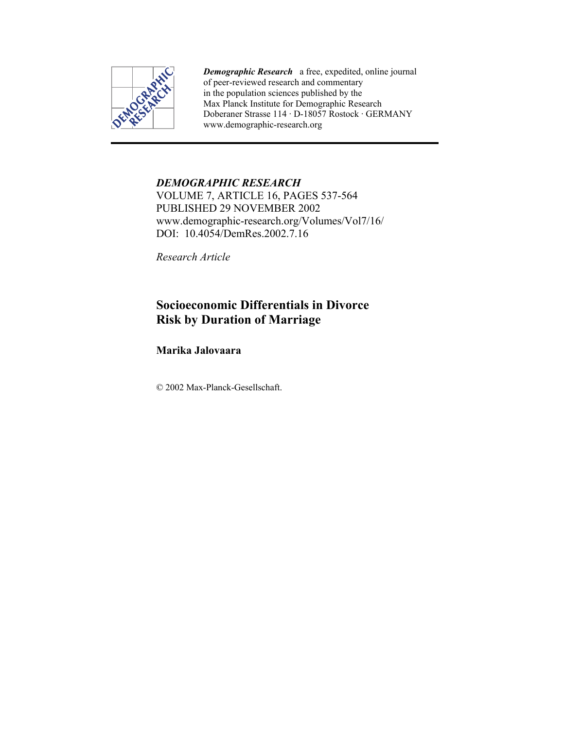*Demographic Research* a free, expedited, online journal of peer-reviewed research and commentary in the population sciences published by the Max Planck Institute for Demographic Research
Doberaner Strasse 114 · D-18057 Rostock · GERMANY
www.demographic-research.org

---

*DEMOGRAPHIC RESEARCH*
VOLUME 7, ARTICLE 16, PAGES 537-564
PUBLISHED 29 NOVEMBER 2002
www.demographic-research.org/Volumes/Vol7/16/
DOI: 10.4054/DemRes.2002.7.16

*Research Article*

# Socioeconomic Differentials in Divorce Risk by Duration of Marriage

**Marika Jalovaara**

© 2002 Max-Planck-Gesellschaft.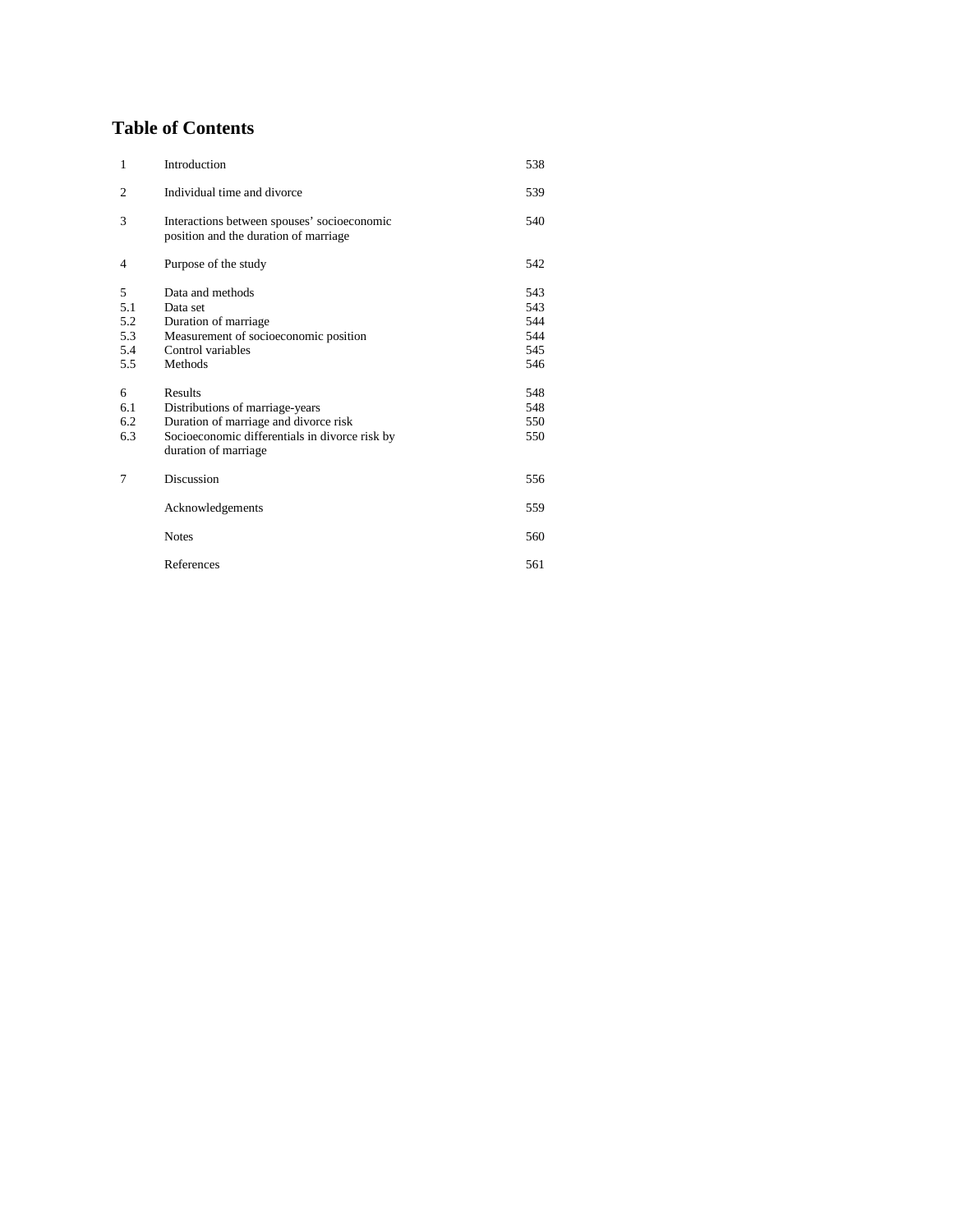## Table of Contents

| | | |
|---|---|---|
| 1 | Introduction | 538 |
| 2 | Individual time and divorce | 539 |
| 3 | Interactions between spouses' socioeconomic position and the duration of marriage | 540 |
| 4 | Purpose of the study | 542 |
| 5 | Data and methods | 543 |
| 5.1 | Data set | 543 |
| 5.2 | Duration of marriage | 544 |
| 5.3 | Measurement of socioeconomic position | 544 |
| 5.4 | Control variables | 545 |
| 5.5 | Methods | 546 |
| 6 | Results | 548 |
| 6.1 | Distributions of marriage-years | 548 |
| 6.2 | Duration of marriage and divorce risk | 550 |
| 6.3 | Socioeconomic differentials in divorce risk by duration of marriage | 550 |
| 7 | Discussion | 556 |
| | Acknowledgements | 559 |
| | Notes | 560 |
| | References | 561 |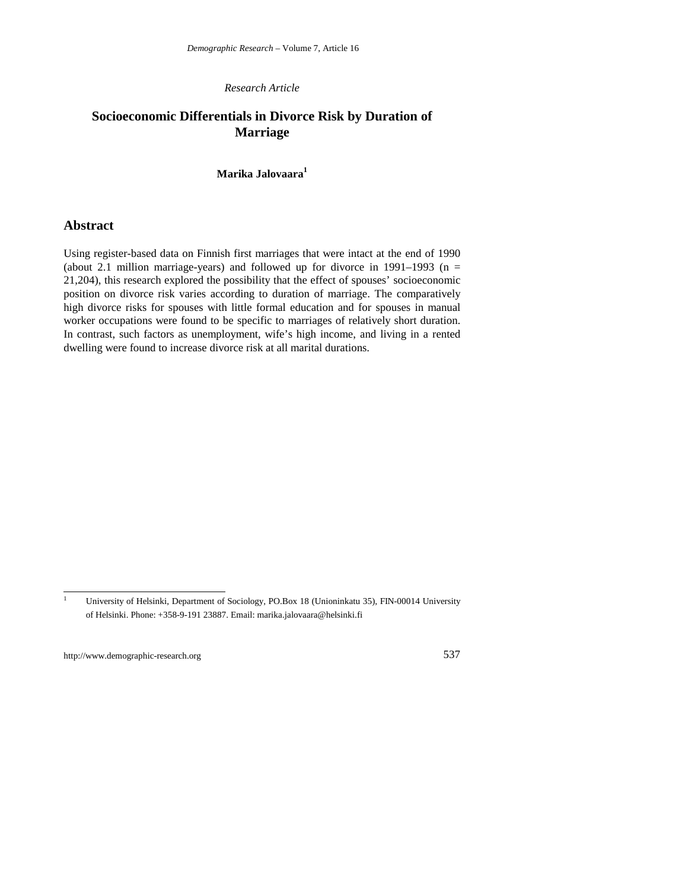*Research Article*

# Socioeconomic Differentials in Divorce Risk by Duration of Marriage

**Marika Jalovaara**[1]

## Abstract

Using register-based data on Finnish first marriages that were intact at the end of 1990 (about 2.1 million marriage-years) and followed up for divorce in 1991–1993 (n = 21,204), this research explored the possibility that the effect of spouses' socioeconomic position on divorce risk varies according to duration of marriage. The comparatively high divorce risks for spouses with little formal education and for spouses in manual worker occupations were found to be specific to marriages of relatively short duration. In contrast, such factors as unemployment, wife's high income, and living in a rented dwelling were found to increase divorce risk at all marital durations.

---

[1] University of Helsinki, Department of Sociology, PO.Box 18 (Unioninkatu 35), FIN-00014 University of Helsinki. Phone: +358-9-191 23887. Email: marika.jalovaara@helsinki.fi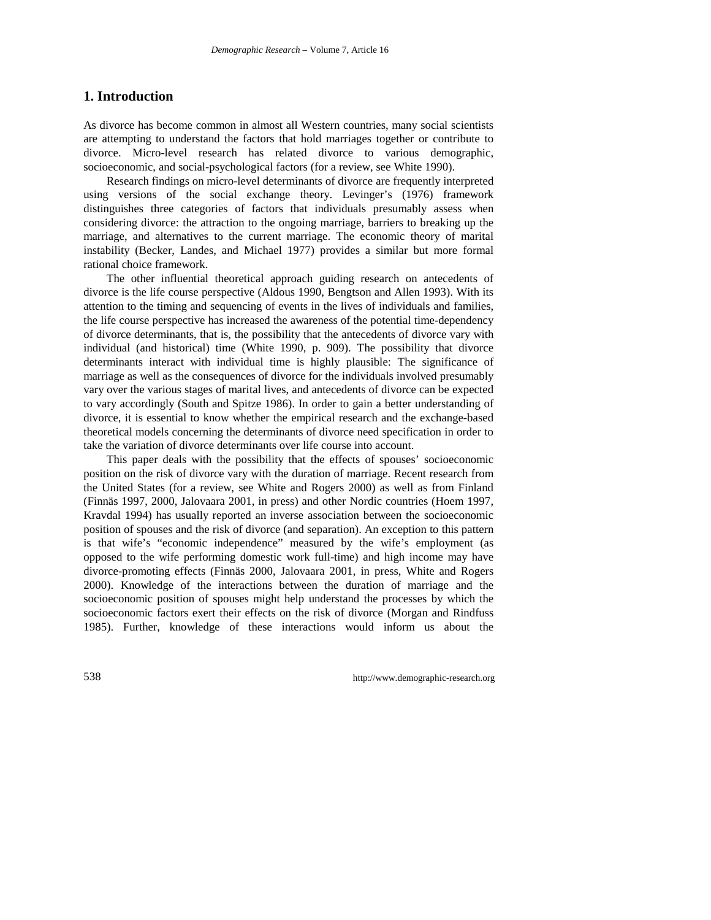## 1. Introduction

As divorce has become common in almost all Western countries, many social scientists are attempting to understand the factors that hold marriages together or contribute to divorce. Micro-level research has related divorce to various demographic, socioeconomic, and social-psychological factors (for a review, see White 1990).

Research findings on micro-level determinants of divorce are frequently interpreted using versions of the social exchange theory. Levinger's (1976) framework distinguishes three categories of factors that individuals presumably assess when considering divorce: the attraction to the ongoing marriage, barriers to breaking up the marriage, and alternatives to the current marriage. The economic theory of marital instability (Becker, Landes, and Michael 1977) provides a similar but more formal rational choice framework.

The other influential theoretical approach guiding research on antecedents of divorce is the life course perspective (Aldous 1990, Bengtson and Allen 1993). With its attention to the timing and sequencing of events in the lives of individuals and families, the life course perspective has increased the awareness of the potential time-dependency of divorce determinants, that is, the possibility that the antecedents of divorce vary with individual (and historical) time (White 1990, p. 909). The possibility that divorce determinants interact with individual time is highly plausible: The significance of marriage as well as the consequences of divorce for the individuals involved presumably vary over the various stages of marital lives, and antecedents of divorce can be expected to vary accordingly (South and Spitze 1986). In order to gain a better understanding of divorce, it is essential to know whether the empirical research and the exchange-based theoretical models concerning the determinants of divorce need specification in order to take the variation of divorce determinants over life course into account.

This paper deals with the possibility that the effects of spouses' socioeconomic position on the risk of divorce vary with the duration of marriage. Recent research from the United States (for a review, see White and Rogers 2000) as well as from Finland (Finnäs 1997, 2000, Jalovaara 2001, in press) and other Nordic countries (Hoem 1997, Kravdal 1994) has usually reported an inverse association between the socioeconomic position of spouses and the risk of divorce (and separation). An exception to this pattern is that wife's "economic independence" measured by the wife's employment (as opposed to the wife performing domestic work full-time) and high income may have divorce-promoting effects (Finnäs 2000, Jalovaara 2001, in press, White and Rogers 2000). Knowledge of the interactions between the duration of marriage and the socioeconomic position of spouses might help understand the processes by which the socioeconomic factors exert their effects on the risk of divorce (Morgan and Rindfuss 1985). Further, knowledge of these interactions would inform us about the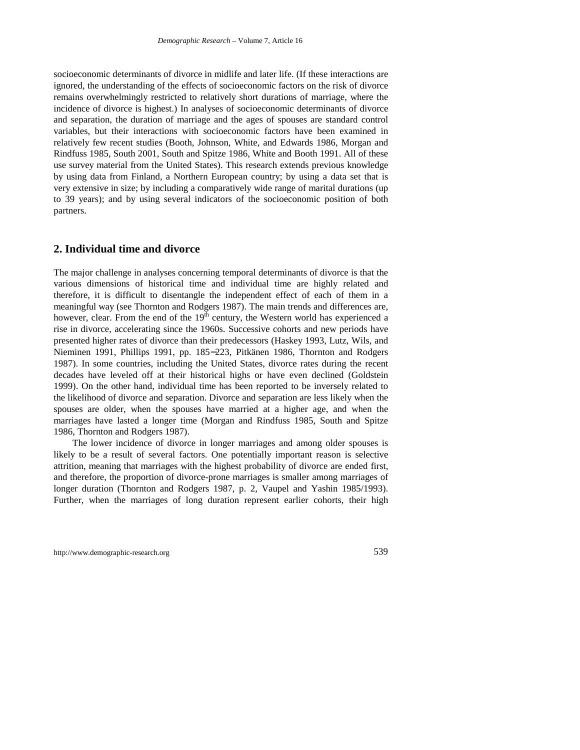socioeconomic determinants of divorce in midlife and later life. (If these interactions are ignored, the understanding of the effects of socioeconomic factors on the risk of divorce remains overwhelmingly restricted to relatively short durations of marriage, where the incidence of divorce is highest.) In analyses of socioeconomic determinants of divorce and separation, the duration of marriage and the ages of spouses are standard control variables, but their interactions with socioeconomic factors have been examined in relatively few recent studies (Booth, Johnson, White, and Edwards 1986, Morgan and Rindfuss 1985, South 2001, South and Spitze 1986, White and Booth 1991. All of these use survey material from the United States). This research extends previous knowledge by using data from Finland, a Northern European country; by using a data set that is very extensive in size; by including a comparatively wide range of marital durations (up to 39 years); and by using several indicators of the socioeconomic position of both partners.

## 2. Individual time and divorce

The major challenge in analyses concerning temporal determinants of divorce is that the various dimensions of historical time and individual time are highly related and therefore, it is difficult to disentangle the independent effect of each of them in a meaningful way (see Thornton and Rodgers 1987). The main trends and differences are, however, clear. From the end of the 19th century, the Western world has experienced a rise in divorce, accelerating since the 1960s. Successive cohorts and new periods have presented higher rates of divorce than their predecessors (Haskey 1993, Lutz, Wils, and Nieminen 1991, Phillips 1991, pp. 185–223, Pitkänen 1986, Thornton and Rodgers 1987). In some countries, including the United States, divorce rates during the recent decades have leveled off at their historical highs or have even declined (Goldstein 1999). On the other hand, individual time has been reported to be inversely related to the likelihood of divorce and separation. Divorce and separation are less likely when the spouses are older, when the spouses have married at a higher age, and when the marriages have lasted a longer time (Morgan and Rindfuss 1985, South and Spitze 1986, Thornton and Rodgers 1987).

The lower incidence of divorce in longer marriages and among older spouses is likely to be a result of several factors. One potentially important reason is selective attrition, meaning that marriages with the highest probability of divorce are ended first, and therefore, the proportion of divorce-prone marriages is smaller among marriages of longer duration (Thornton and Rodgers 1987, p. 2, Vaupel and Yashin 1985/1993). Further, when the marriages of long duration represent earlier cohorts, their high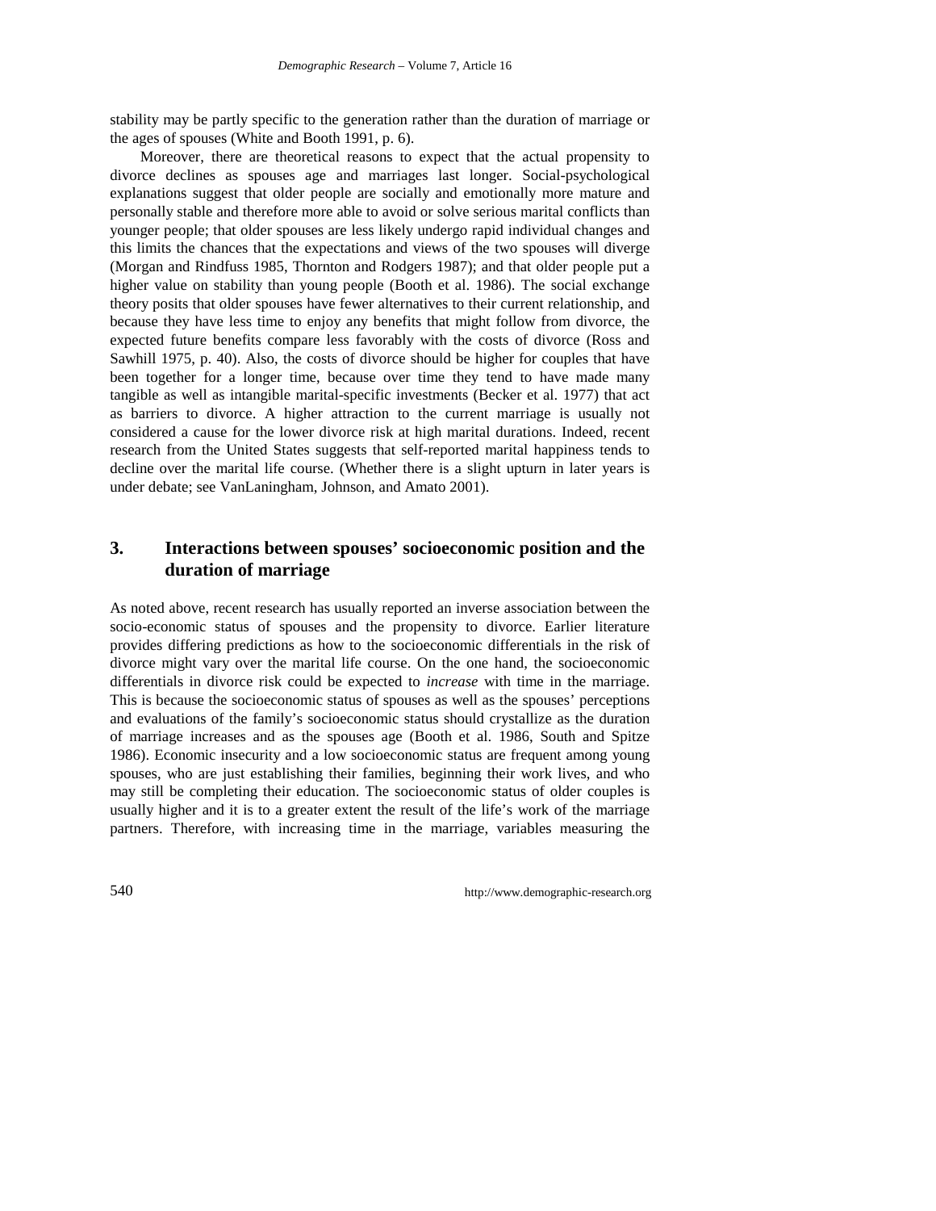stability may be partly specific to the generation rather than the duration of marriage or the ages of spouses (White and Booth 1991, p. 6).

Moreover, there are theoretical reasons to expect that the actual propensity to divorce declines as spouses age and marriages last longer. Social-psychological explanations suggest that older people are socially and emotionally more mature and personally stable and therefore more able to avoid or solve serious marital conflicts than younger people; that older spouses are less likely undergo rapid individual changes and this limits the chances that the expectations and views of the two spouses will diverge (Morgan and Rindfuss 1985, Thornton and Rodgers 1987); and that older people put a higher value on stability than young people (Booth et al. 1986). The social exchange theory posits that older spouses have fewer alternatives to their current relationship, and because they have less time to enjoy any benefits that might follow from divorce, the expected future benefits compare less favorably with the costs of divorce (Ross and Sawhill 1975, p. 40). Also, the costs of divorce should be higher for couples that have been together for a longer time, because over time they tend to have made many tangible as well as intangible marital-specific investments (Becker et al. 1977) that act as barriers to divorce. A higher attraction to the current marriage is usually not considered a cause for the lower divorce risk at high marital durations. Indeed, recent research from the United States suggests that self-reported marital happiness tends to decline over the marital life course. (Whether there is a slight upturn in later years is under debate; see VanLaningham, Johnson, and Amato 2001).

## 3. Interactions between spouses' socioeconomic position and the duration of marriage

As noted above, recent research has usually reported an inverse association between the socio-economic status of spouses and the propensity to divorce. Earlier literature provides differing predictions as how to the socioeconomic differentials in the risk of divorce might vary over the marital life course. On the one hand, the socioeconomic differentials in divorce risk could be expected to *increase* with time in the marriage. This is because the socioeconomic status of spouses as well as the spouses' perceptions and evaluations of the family's socioeconomic status should crystallize as the duration of marriage increases and as the spouses age (Booth et al. 1986, South and Spitze 1986). Economic insecurity and a low socioeconomic status are frequent among young spouses, who are just establishing their families, beginning their work lives, and who may still be completing their education. The socioeconomic status of older couples is usually higher and it is to a greater extent the result of the life's work of the marriage partners. Therefore, with increasing time in the marriage, variables measuring the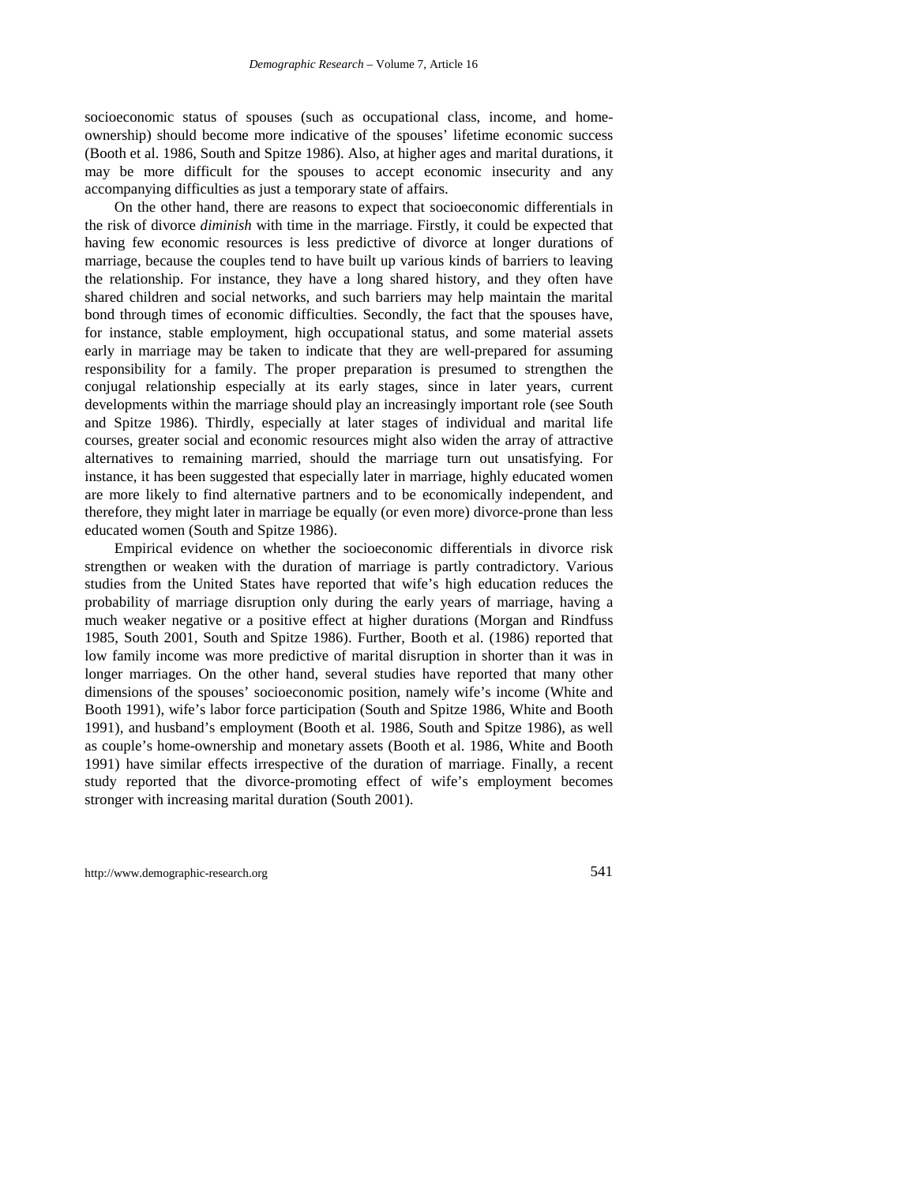socioeconomic status of spouses (such as occupational class, income, and home-ownership) should become more indicative of the spouses' lifetime economic success (Booth et al. 1986, South and Spitze 1986). Also, at higher ages and marital durations, it may be more difficult for the spouses to accept economic insecurity and any accompanying difficulties as just a temporary state of affairs.

On the other hand, there are reasons to expect that socioeconomic differentials in the risk of divorce *diminish* with time in the marriage. Firstly, it could be expected that having few economic resources is less predictive of divorce at longer durations of marriage, because the couples tend to have built up various kinds of barriers to leaving the relationship. For instance, they have a long shared history, and they often have shared children and social networks, and such barriers may help maintain the marital bond through times of economic difficulties. Secondly, the fact that the spouses have, for instance, stable employment, high occupational status, and some material assets early in marriage may be taken to indicate that they are well-prepared for assuming responsibility for a family. The proper preparation is presumed to strengthen the conjugal relationship especially at its early stages, since in later years, current developments within the marriage should play an increasingly important role (see South and Spitze 1986). Thirdly, especially at later stages of individual and marital life courses, greater social and economic resources might also widen the array of attractive alternatives to remaining married, should the marriage turn out unsatisfying. For instance, it has been suggested that especially later in marriage, highly educated women are more likely to find alternative partners and to be economically independent, and therefore, they might later in marriage be equally (or even more) divorce-prone than less educated women (South and Spitze 1986).

Empirical evidence on whether the socioeconomic differentials in divorce risk strengthen or weaken with the duration of marriage is partly contradictory. Various studies from the United States have reported that wife's high education reduces the probability of marriage disruption only during the early years of marriage, having a much weaker negative or a positive effect at higher durations (Morgan and Rindfuss 1985, South 2001, South and Spitze 1986). Further, Booth et al. (1986) reported that low family income was more predictive of marital disruption in shorter than it was in longer marriages. On the other hand, several studies have reported that many other dimensions of the spouses' socioeconomic position, namely wife's income (White and Booth 1991), wife's labor force participation (South and Spitze 1986, White and Booth 1991), and husband's employment (Booth et al. 1986, South and Spitze 1986), as well as couple's home-ownership and monetary assets (Booth et al. 1986, White and Booth 1991) have similar effects irrespective of the duration of marriage. Finally, a recent study reported that the divorce-promoting effect of wife's employment becomes stronger with increasing marital duration (South 2001).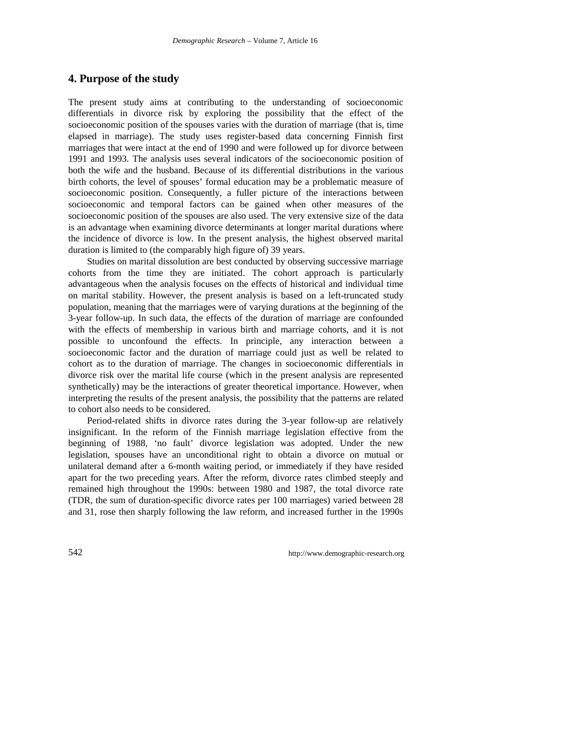## 4. Purpose of the study

The present study aims at contributing to the understanding of socioeconomic differentials in divorce risk by exploring the possibility that the effect of the socioeconomic position of the spouses varies with the duration of marriage (that is, time elapsed in marriage). The study uses register-based data concerning Finnish first marriages that were intact at the end of 1990 and were followed up for divorce between 1991 and 1993. The analysis uses several indicators of the socioeconomic position of both the wife and the husband. Because of its differential distributions in the various birth cohorts, the level of spouses' formal education may be a problematic measure of socioeconomic position. Consequently, a fuller picture of the interactions between socioeconomic and temporal factors can be gained when other measures of the socioeconomic position of the spouses are also used. The very extensive size of the data is an advantage when examining divorce determinants at longer marital durations where the incidence of divorce is low. In the present analysis, the highest observed marital duration is limited to (the comparably high figure of) 39 years.

Studies on marital dissolution are best conducted by observing successive marriage cohorts from the time they are initiated. The cohort approach is particularly advantageous when the analysis focuses on the effects of historical and individual time on marital stability. However, the present analysis is based on a left-truncated study population, meaning that the marriages were of varying durations at the beginning of the 3-year follow-up. In such data, the effects of the duration of marriage are confounded with the effects of membership in various birth and marriage cohorts, and it is not possible to unconfound the effects. In principle, any interaction between a socioeconomic factor and the duration of marriage could just as well be related to cohort as to the duration of marriage. The changes in socioeconomic differentials in divorce risk over the marital life course (which in the present analysis are represented synthetically) may be the interactions of greater theoretical importance. However, when interpreting the results of the present analysis, the possibility that the patterns are related to cohort also needs to be considered.

Period-related shifts in divorce rates during the 3-year follow-up are relatively insignificant. In the reform of the Finnish marriage legislation effective from the beginning of 1988, 'no fault' divorce legislation was adopted. Under the new legislation, spouses have an unconditional right to obtain a divorce on mutual or unilateral demand after a 6-month waiting period, or immediately if they have resided apart for the two preceding years. After the reform, divorce rates climbed steeply and remained high throughout the 1990s: between 1980 and 1987, the total divorce rate (TDR, the sum of duration-specific divorce rates per 100 marriages) varied between 28 and 31, rose then sharply following the law reform, and increased further in the 1990s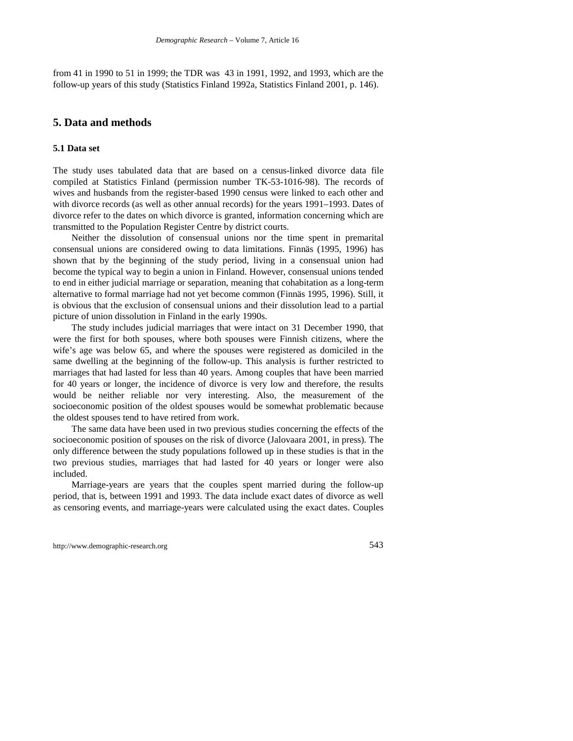from 41 in 1990 to 51 in 1999; the TDR was 43 in 1991, 1992, and 1993, which are the follow-up years of this study (Statistics Finland 1992a, Statistics Finland 2001, p. 146).

## 5. Data and methods

### 5.1 Data set

The study uses tabulated data that are based on a census-linked divorce data file compiled at Statistics Finland (permission number TK-53-1016-98). The records of wives and husbands from the register-based 1990 census were linked to each other and with divorce records (as well as other annual records) for the years 1991–1993. Dates of divorce refer to the dates on which divorce is granted, information concerning which are transmitted to the Population Register Centre by district courts.

Neither the dissolution of consensual unions nor the time spent in premarital consensual unions are considered owing to data limitations. Finnäs (1995, 1996) has shown that by the beginning of the study period, living in a consensual union had become the typical way to begin a union in Finland. However, consensual unions tended to end in either judicial marriage or separation, meaning that cohabitation as a long-term alternative to formal marriage had not yet become common (Finnäs 1995, 1996). Still, it is obvious that the exclusion of consensual unions and their dissolution lead to a partial picture of union dissolution in Finland in the early 1990s.

The study includes judicial marriages that were intact on 31 December 1990, that were the first for both spouses, where both spouses were Finnish citizens, where the wife's age was below 65, and where the spouses were registered as domiciled in the same dwelling at the beginning of the follow-up. This analysis is further restricted to marriages that had lasted for less than 40 years. Among couples that have been married for 40 years or longer, the incidence of divorce is very low and therefore, the results would be neither reliable nor very interesting. Also, the measurement of the socioeconomic position of the oldest spouses would be somewhat problematic because the oldest spouses tend to have retired from work.

The same data have been used in two previous studies concerning the effects of the socioeconomic position of spouses on the risk of divorce (Jalovaara 2001, in press). The only difference between the study populations followed up in these studies is that in the two previous studies, marriages that had lasted for 40 years or longer were also included.

Marriage-years are years that the couples spent married during the follow-up period, that is, between 1991 and 1993. The data include exact dates of divorce as well as censoring events, and marriage-years were calculated using the exact dates. Couples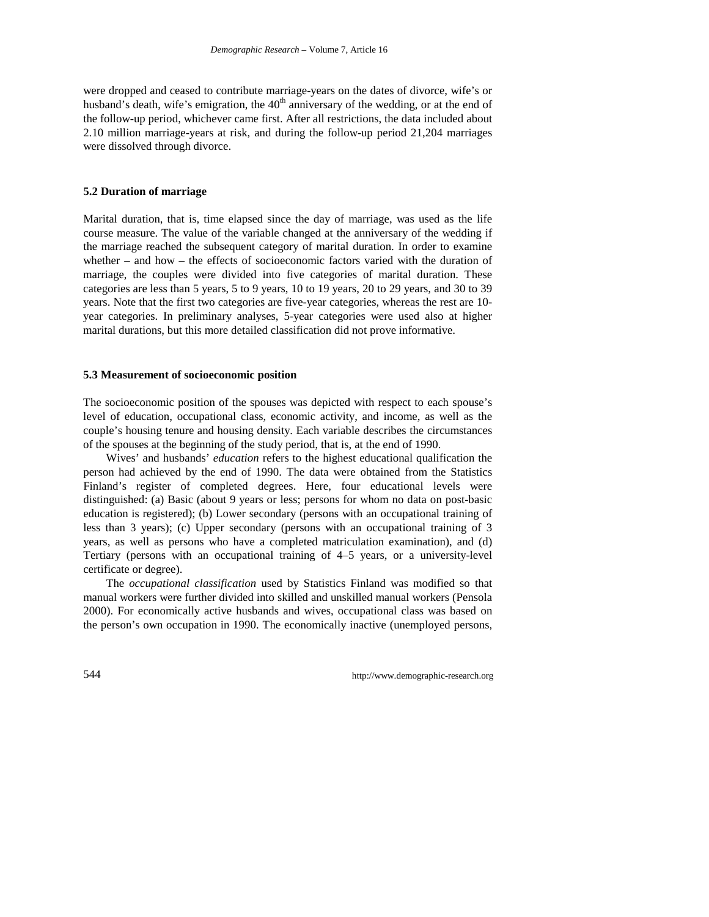were dropped and ceased to contribute marriage-years on the dates of divorce, wife's or husband's death, wife's emigration, the 40$^{th}$ anniversary of the wedding, or at the end of the follow-up period, whichever came first. After all restrictions, the data included about 2.10 million marriage-years at risk, and during the follow-up period 21,204 marriages were dissolved through divorce.

### 5.2 Duration of marriage

Marital duration, that is, time elapsed since the day of marriage, was used as the life course measure. The value of the variable changed at the anniversary of the wedding if the marriage reached the subsequent category of marital duration. In order to examine whether – and how – the effects of socioeconomic factors varied with the duration of marriage, the couples were divided into five categories of marital duration. These categories are less than 5 years, 5 to 9 years, 10 to 19 years, 20 to 29 years, and 30 to 39 years. Note that the first two categories are five-year categories, whereas the rest are 10-year categories. In preliminary analyses, 5-year categories were used also at higher marital durations, but this more detailed classification did not prove informative.

### 5.3 Measurement of socioeconomic position

The socioeconomic position of the spouses was depicted with respect to each spouse's level of education, occupational class, economic activity, and income, as well as the couple's housing tenure and housing density. Each variable describes the circumstances of the spouses at the beginning of the study period, that is, at the end of 1990.

Wives' and husbands' *education* refers to the highest educational qualification the person had achieved by the end of 1990. The data were obtained from the Statistics Finland's register of completed degrees. Here, four educational levels were distinguished: (a) Basic (about 9 years or less; persons for whom no data on post-basic education is registered); (b) Lower secondary (persons with an occupational training of less than 3 years); (c) Upper secondary (persons with an occupational training of 3 years, as well as persons who have a completed matriculation examination), and (d) Tertiary (persons with an occupational training of 4–5 years, or a university-level certificate or degree).

The *occupational classification* used by Statistics Finland was modified so that manual workers were further divided into skilled and unskilled manual workers (Pensola 2000). For economically active husbands and wives, occupational class was based on the person's own occupation in 1990. The economically inactive (unemployed persons,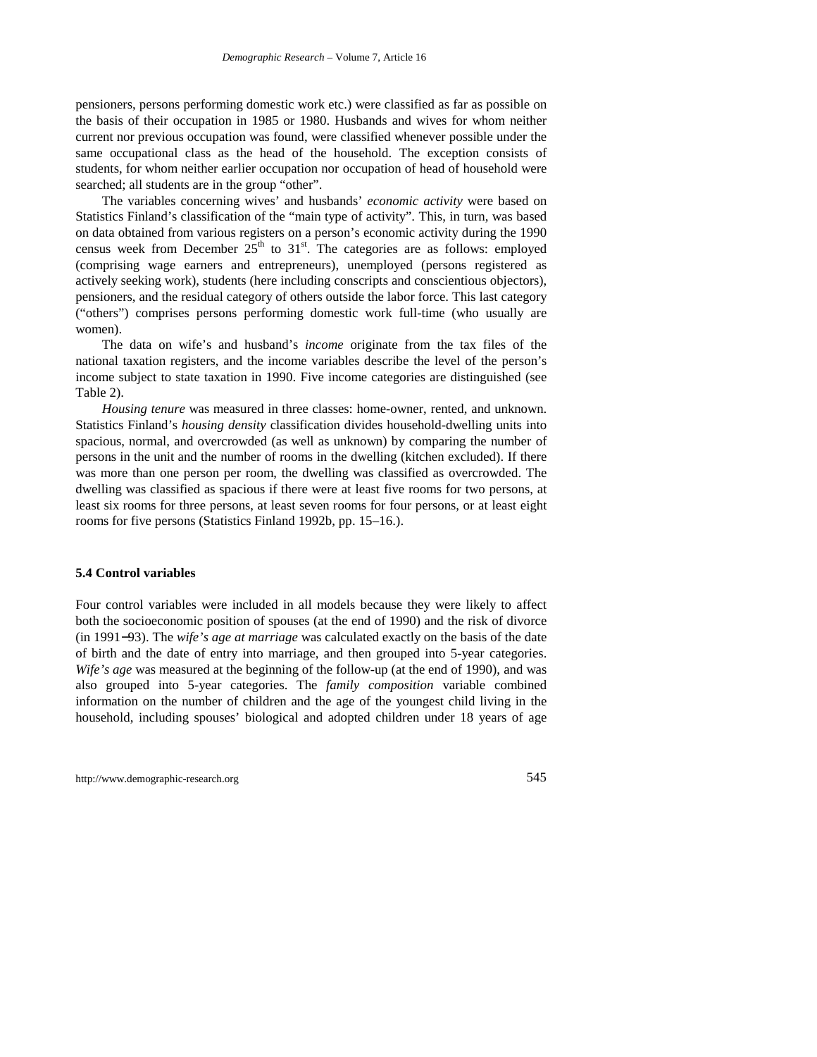pensioners, persons performing domestic work etc.) were classified as far as possible on the basis of their occupation in 1985 or 1980. Husbands and wives for whom neither current nor previous occupation was found, were classified whenever possible under the same occupational class as the head of the household. The exception consists of students, for whom neither earlier occupation nor occupation of head of household were searched; all students are in the group "other".

The variables concerning wives' and husbands' *economic activity* were based on Statistics Finland's classification of the "main type of activity". This, in turn, was based on data obtained from various registers on a person's economic activity during the 1990 census week from December 25th to 31st. The categories are as follows: employed (comprising wage earners and entrepreneurs), unemployed (persons registered as actively seeking work), students (here including conscripts and conscientious objectors), pensioners, and the residual category of others outside the labor force. This last category ("others") comprises persons performing domestic work full-time (who usually are women).

The data on wife's and husband's *income* originate from the tax files of the national taxation registers, and the income variables describe the level of the person's income subject to state taxation in 1990. Five income categories are distinguished (see Table 2).

*Housing tenure* was measured in three classes: home-owner, rented, and unknown. Statistics Finland's *housing density* classification divides household-dwelling units into spacious, normal, and overcrowded (as well as unknown) by comparing the number of persons in the unit and the number of rooms in the dwelling (kitchen excluded). If there was more than one person per room, the dwelling was classified as overcrowded. The dwelling was classified as spacious if there were at least five rooms for two persons, at least six rooms for three persons, at least seven rooms for four persons, or at least eight rooms for five persons (Statistics Finland 1992b, pp. 15–16.).

### 5.4 Control variables

Four control variables were included in all models because they were likely to affect both the socioeconomic position of spouses (at the end of 1990) and the risk of divorce (in 1991−93). The *wife's age at marriage* was calculated exactly on the basis of the date of birth and the date of entry into marriage, and then grouped into 5-year categories. *Wife's age* was measured at the beginning of the follow-up (at the end of 1990), and was also grouped into 5-year categories. The *family composition* variable combined information on the number of children and the age of the youngest child living in the household, including spouses' biological and adopted children under 18 years of age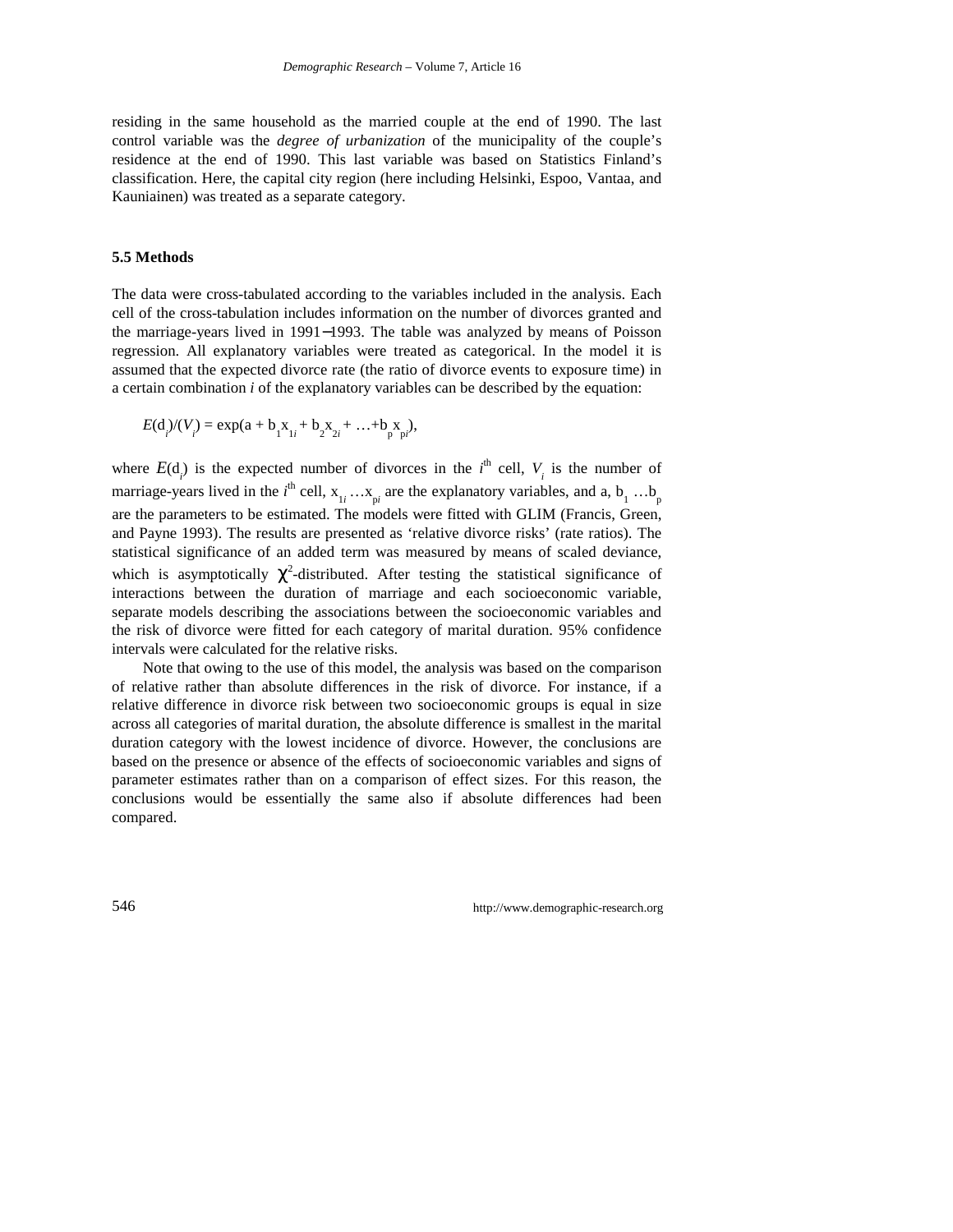residing in the same household as the married couple at the end of 1990. The last control variable was the *degree of urbanization* of the municipality of the couple's residence at the end of 1990. This last variable was based on Statistics Finland's classification. Here, the capital city region (here including Helsinki, Espoo, Vantaa, and Kauniainen) was treated as a separate category.

### 5.5 Methods

The data were cross-tabulated according to the variables included in the analysis. Each cell of the cross-tabulation includes information on the number of divorces granted and the marriage-years lived in 1991−1993. The table was analyzed by means of Poisson regression. All explanatory variables were treated as categorical. In the model it is assumed that the expected divorce rate (the ratio of divorce events to exposure time) in a certain combination *i* of the explanatory variables can be described by the equation:

$$E(d_i)/(V_i) = \exp(a + b_1 x_{1i} + b_2 x_{2i} + \ldots + b_p x_{pi}),$$

where $E(d_i)$ is the expected number of divorces in the $i^{th}$ cell, $V_i$ is the number of marriage-years lived in the $i^{th}$ cell, $x_{1i} \ldots x_{pi}$ are the explanatory variables, and a, $b_1 \ldots b_p$ are the parameters to be estimated. The models were fitted with GLIM (Francis, Green, and Payne 1993). The results are presented as 'relative divorce risks' (rate ratios). The statistical significance of an added term was measured by means of scaled deviance, which is asymptotically $\chi^2$-distributed. After testing the statistical significance of interactions between the duration of marriage and each socioeconomic variable, separate models describing the associations between the socioeconomic variables and the risk of divorce were fitted for each category of marital duration. 95% confidence intervals were calculated for the relative risks.

Note that owing to the use of this model, the analysis was based on the comparison of relative rather than absolute differences in the risk of divorce. For instance, if a relative difference in divorce risk between two socioeconomic groups is equal in size across all categories of marital duration, the absolute difference is smallest in the marital duration category with the lowest incidence of divorce. However, the conclusions are based on the presence or absence of the effects of socioeconomic variables and signs of parameter estimates rather than on a comparison of effect sizes. For this reason, the conclusions would be essentially the same also if absolute differences had been compared.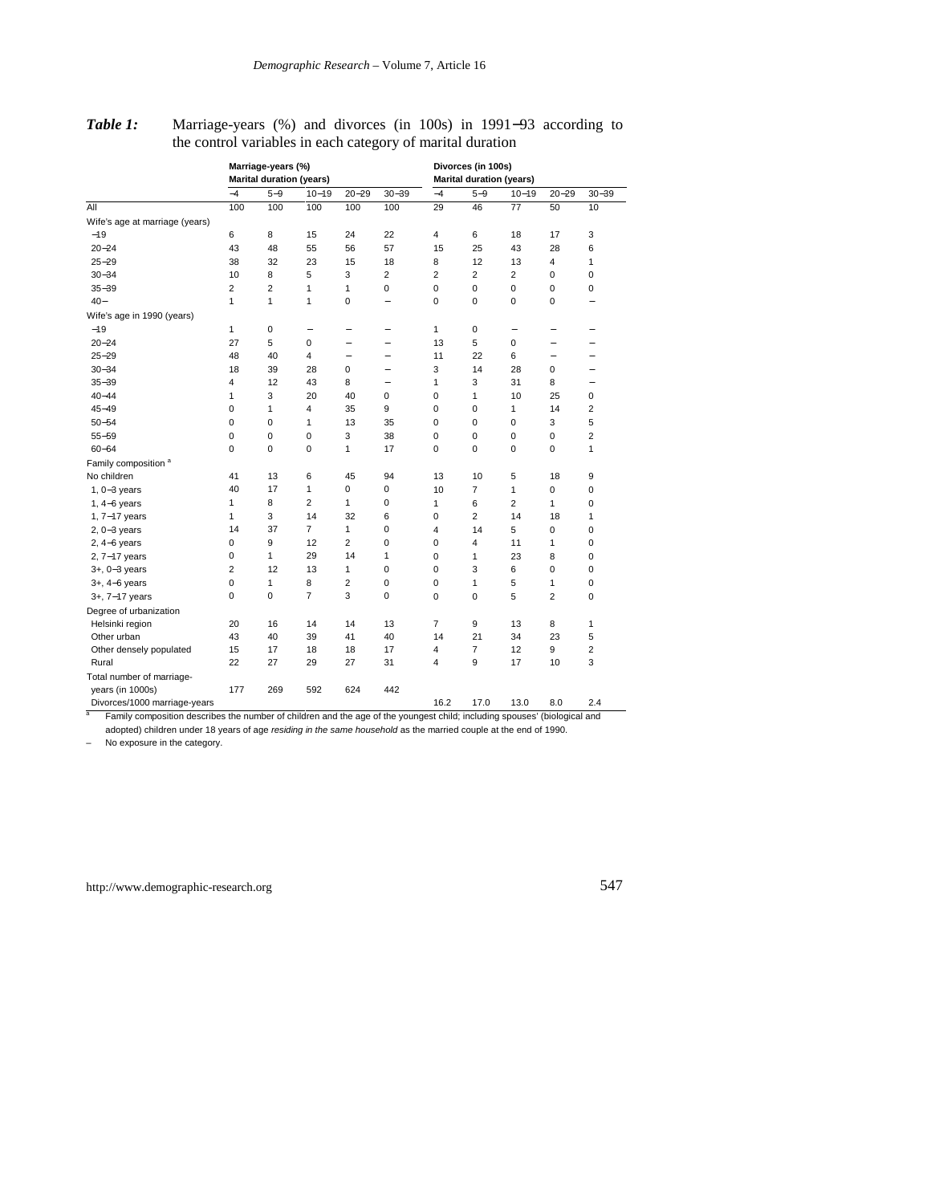***Table 1:*** Marriage-years (%) and divorces (in 100s) in 1991−93 according to the control variables in each category of marital duration

| | Marriage-years (%) Marital duration (years) | | | | | Divorces (in 100s) Marital duration (years) | | | | |
|---|---|---|---|---|---|---|---|---|---|---|
| | −4 | 5−9 | 10−19 | 20−29 | 30−39 | −4 | 5−9 | 10−19 | 20−29 | 30−39 |
| All | 100 | 100 | 100 | 100 | 100 | 29 | 46 | 77 | 50 | 10 |
| Wife's age at marriage (years) | | | | | | | | | | |
| −19 | 6 | 8 | 15 | 24 | 22 | 4 | 6 | 18 | 17 | 3 |
| 20−24 | 43 | 48 | 55 | 56 | 57 | 15 | 25 | 43 | 28 | 6 |
| 25−29 | 38 | 32 | 23 | 15 | 18 | 8 | 12 | 13 | 4 | 1 |
| 30−34 | 10 | 8 | 5 | 3 | 2 | 2 | 2 | 2 | 0 | 0 |
| 35−39 | 2 | 2 | 1 | 1 | 0 | 0 | 0 | 0 | 0 | 0 |
| 40− | 1 | 1 | 1 | 0 | – | 0 | 0 | 0 | 0 | – |
| Wife's age in 1990 (years) | | | | | | | | | | |
| −19 | 1 | 0 | – | – | – | 1 | 0 | – | – | – |
| 20−24 | 27 | 5 | 0 | – | – | 13 | 5 | 0 | – | – |
| 25−29 | 48 | 40 | 4 | – | – | 11 | 22 | 6 | – | – |
| 30−34 | 18 | 39 | 28 | 0 | – | 3 | 14 | 28 | 0 | – |
| 35−39 | 4 | 12 | 43 | 8 | – | 1 | 3 | 31 | 8 | – |
| 40−44 | 1 | 3 | 20 | 40 | 0 | 0 | 1 | 10 | 25 | 0 |
| 45−49 | 0 | 1 | 4 | 35 | 9 | 0 | 0 | 1 | 14 | 2 |
| 50−54 | 0 | 0 | 1 | 13 | 35 | 0 | 0 | 0 | 3 | 5 |
| 55−59 | 0 | 0 | 0 | 3 | 38 | 0 | 0 | 0 | 0 | 2 |
| 60−64 | 0 | 0 | 0 | 1 | 17 | 0 | 0 | 0 | 0 | 1 |
| Family composition [a] | | | | | | | | | | |
| No children | 41 | 13 | 6 | 45 | 94 | 13 | 10 | 5 | 18 | 9 |
| 1, 0−3 years | 40 | 17 | 1 | 0 | 0 | 10 | 7 | 1 | 0 | 0 |
| 1, 4−6 years | 1 | 8 | 2 | 1 | 0 | 1 | 6 | 2 | 1 | 0 |
| 1, 7−17 years | 1 | 3 | 14 | 32 | 6 | 0 | 2 | 14 | 18 | 1 |
| 2, 0−3 years | 14 | 37 | 7 | 1 | 0 | 4 | 14 | 5 | 0 | 0 |
| 2, 4−6 years | 0 | 9 | 12 | 2 | 0 | 0 | 4 | 11 | 1 | 0 |
| 2, 7−17 years | 0 | 1 | 29 | 14 | 1 | 0 | 1 | 23 | 8 | 0 |
| 3+, 0−3 years | 2 | 12 | 13 | 1 | 0 | 0 | 3 | 6 | 0 | 0 |
| 3+, 4−6 years | 0 | 1 | 8 | 2 | 0 | 0 | 1 | 5 | 1 | 0 |
| 3+, 7−17 years | 0 | 0 | 7 | 3 | 0 | 0 | 0 | 5 | 2 | 0 |
| Degree of urbanization | | | | | | | | | | |
| Helsinki region | 20 | 16 | 14 | 14 | 13 | 7 | 9 | 13 | 8 | 1 |
| Other urban | 43 | 40 | 39 | 41 | 40 | 14 | 21 | 34 | 23 | 5 |
| Other densely populated | 15 | 17 | 18 | 18 | 17 | 4 | 7 | 12 | 9 | 2 |
| Rural | 22 | 27 | 29 | 27 | 31 | 4 | 9 | 17 | 10 | 3 |
| Total number of marriage-years (in 1000s) | 177 | 269 | 592 | 624 | 442 | | | | | |
| Divorces/1000 marriage-years | | | | | | 16.2 | 17.0 | 13.0 | 8.0 | 2.4 |

[a] Family composition describes the number of children and the age of the youngest child; including spouses' (biological and adopted) children under 18 years of age *residing in the same household* as the married couple at the end of 1990.

– No exposure in the category.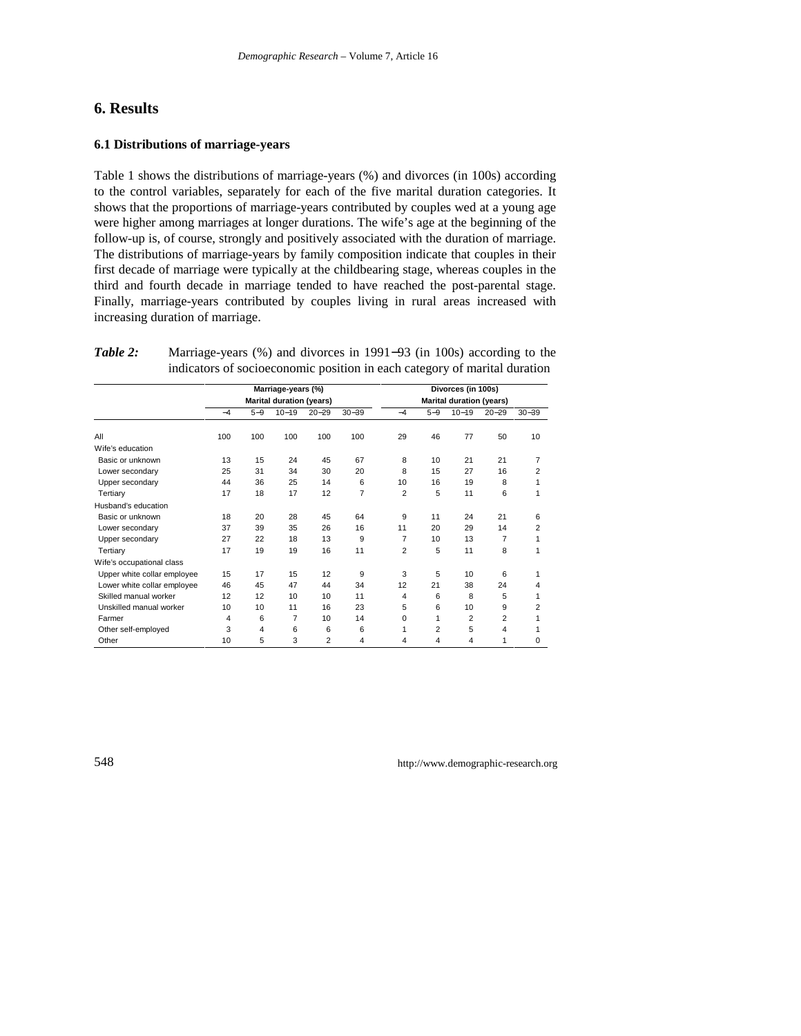## 6. Results

### 6.1 Distributions of marriage-years

Table 1 shows the distributions of marriage-years (%) and divorces (in 100s) according to the control variables, separately for each of the five marital duration categories. It shows that the proportions of marriage-years contributed by couples wed at a young age were higher among marriages at longer durations. The wife's age at the beginning of the follow-up is, of course, strongly and positively associated with the duration of marriage. The distributions of marriage-years by family composition indicate that couples in their first decade of marriage were typically at the childbearing stage, whereas couples in the third and fourth decade in marriage tended to have reached the post-parental stage. Finally, marriage-years contributed by couples living in rural areas increased with increasing duration of marriage.

***Table 2:*** Marriage-years (%) and divorces in 1991–93 (in 100s) according to the indicators of socioeconomic position in each category of marital duration

| | Marriage-years (%) Marital duration (years) | | | | | Divorces (in 100s) Marital duration (years) | | | | |
|---|---|---|---|---|---|---|---|---|---|---|
| | –4 | 5–9 | 10–19 | 20–29 | 30–39 | –4 | 5–9 | 10–19 | 20–29 | 30–39 |
| All | 100 | 100 | 100 | 100 | 100 | 29 | 46 | 77 | 50 | 10 |
| Wife's education | | | | | | | | | | |
| Basic or unknown | 13 | 15 | 24 | 45 | 67 | 8 | 10 | 21 | 21 | 7 |
| Lower secondary | 25 | 31 | 34 | 30 | 20 | 8 | 15 | 27 | 16 | 2 |
| Upper secondary | 44 | 36 | 25 | 14 | 6 | 10 | 16 | 19 | 8 | 1 |
| Tertiary | 17 | 18 | 17 | 12 | 7 | 2 | 5 | 11 | 6 | 1 |
| Husband's education | | | | | | | | | | |
| Basic or unknown | 18 | 20 | 28 | 45 | 64 | 9 | 11 | 24 | 21 | 6 |
| Lower secondary | 37 | 39 | 35 | 26 | 16 | 11 | 20 | 29 | 14 | 2 |
| Upper secondary | 27 | 22 | 18 | 13 | 9 | 7 | 10 | 13 | 7 | 1 |
| Tertiary | 17 | 19 | 19 | 16 | 11 | 2 | 5 | 11 | 8 | 1 |
| Wife's occupational class | | | | | | | | | | |
| Upper white collar employee | 15 | 17 | 15 | 12 | 9 | 3 | 5 | 10 | 6 | 1 |
| Lower white collar employee | 46 | 45 | 47 | 44 | 34 | 12 | 21 | 38 | 24 | 4 |
| Skilled manual worker | 12 | 12 | 10 | 10 | 11 | 4 | 6 | 8 | 5 | 1 |
| Unskilled manual worker | 10 | 10 | 11 | 16 | 23 | 5 | 6 | 10 | 9 | 2 |
| Farmer | 4 | 6 | 7 | 10 | 14 | 0 | 1 | 2 | 2 | 1 |
| Other self-employed | 3 | 4 | 6 | 6 | 6 | 1 | 2 | 5 | 4 | 1 |
| Other | 10 | 5 | 3 | 2 | 4 | 4 | 4 | 4 | 1 | 0 |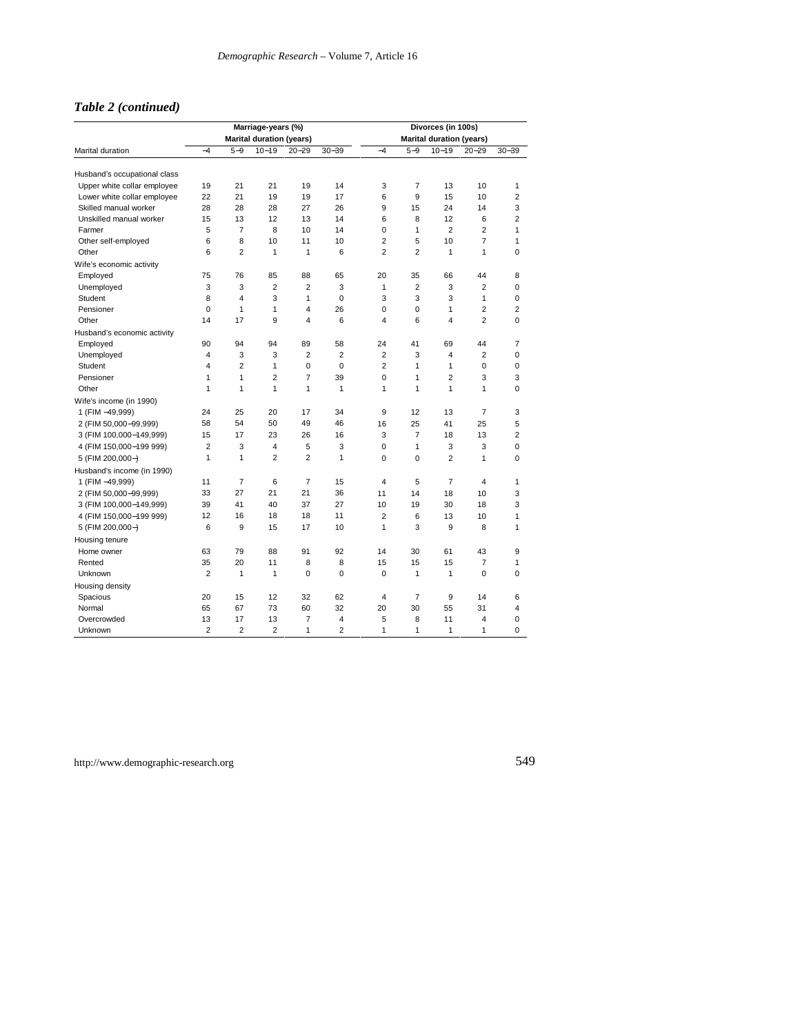### *Table 2 (continued)*

| | Marriage-years (%) | | | | | Divorces (in 100s) | | | | |
|---|---|---|---|---|---|---|---|---|---|---|
| | Marital duration (years) | | | | | Marital duration (years) | | | | |
| Marital duration | –4 | 5–9 | 10–19 | 20–29 | 30–39 | –4 | 5–9 | 10–19 | 20–29 | 30–39 |
| Husband's occupational class | | | | | | | | | | |
| Upper white collar employee | 19 | 21 | 21 | 19 | 14 | 3 | 7 | 13 | 10 | 1 |
| Lower white collar employee | 22 | 21 | 19 | 19 | 17 | 6 | 9 | 15 | 10 | 2 |
| Skilled manual worker | 28 | 28 | 28 | 27 | 26 | 9 | 15 | 24 | 14 | 3 |
| Unskilled manual worker | 15 | 13 | 12 | 13 | 14 | 6 | 8 | 12 | 6 | 2 |
| Farmer | 5 | 7 | 8 | 10 | 14 | 0 | 1 | 2 | 2 | 1 |
| Other self-employed | 6 | 8 | 10 | 11 | 10 | 2 | 5 | 10 | 7 | 1 |
| Other | 6 | 2 | 1 | 1 | 6 | 2 | 2 | 1 | 1 | 0 |
| Wife's economic activity | | | | | | | | | | |
| Employed | 75 | 76 | 85 | 88 | 65 | 20 | 35 | 66 | 44 | 8 |
| Unemployed | 3 | 3 | 2 | 2 | 3 | 1 | 2 | 3 | 2 | 0 |
| Student | 8 | 4 | 3 | 1 | 0 | 3 | 3 | 3 | 1 | 0 |
| Pensioner | 0 | 1 | 1 | 4 | 26 | 0 | 0 | 1 | 2 | 2 |
| Other | 14 | 17 | 9 | 4 | 6 | 4 | 6 | 4 | 2 | 0 |
| Husband's economic activity | | | | | | | | | | |
| Employed | 90 | 94 | 94 | 89 | 58 | 24 | 41 | 69 | 44 | 7 |
| Unemployed | 4 | 3 | 3 | 2 | 2 | 2 | 3 | 4 | 2 | 0 |
| Student | 4 | 2 | 1 | 0 | 0 | 2 | 1 | 1 | 0 | 0 |
| Pensioner | 1 | 1 | 2 | 7 | 39 | 0 | 1 | 2 | 3 | 3 |
| Other | 1 | 1 | 1 | 1 | 1 | 1 | 1 | 1 | 1 | 0 |
| Wife's income (in 1990) | | | | | | | | | | |
| 1 (FIM –49,999) | 24 | 25 | 20 | 17 | 34 | 9 | 12 | 13 | 7 | 3 |
| 2 (FIM 50,000–99,999) | 58 | 54 | 50 | 49 | 46 | 16 | 25 | 41 | 25 | 5 |
| 3 (FIM 100,000–149,999) | 15 | 17 | 23 | 26 | 16 | 3 | 7 | 18 | 13 | 2 |
| 4 (FIM 150,000–199 999) | 2 | 3 | 4 | 5 | 3 | 0 | 1 | 3 | 3 | 0 |
| 5 (FIM 200,000–) | 1 | 1 | 2 | 2 | 1 | 0 | 0 | 2 | 1 | 0 |
| Husband's income (in 1990) | | | | | | | | | | |
| 1 (FIM –49,999) | 11 | 7 | 6 | 7 | 15 | 4 | 5 | 7 | 4 | 1 |
| 2 (FIM 50,000–99,999) | 33 | 27 | 21 | 21 | 36 | 11 | 14 | 18 | 10 | 3 |
| 3 (FIM 100,000–149,999) | 39 | 41 | 40 | 37 | 27 | 10 | 19 | 30 | 18 | 3 |
| 4 (FIM 150,000–199 999) | 12 | 16 | 18 | 18 | 11 | 2 | 6 | 13 | 10 | 1 |
| 5 (FIM 200,000–) | 6 | 9 | 15 | 17 | 10 | 1 | 3 | 9 | 8 | 1 |
| Housing tenure | | | | | | | | | | |
| Home owner | 63 | 79 | 88 | 91 | 92 | 14 | 30 | 61 | 43 | 9 |
| Rented | 35 | 20 | 11 | 8 | 8 | 15 | 15 | 15 | 7 | 1 |
| Unknown | 2 | 1 | 1 | 0 | 0 | 0 | 1 | 1 | 0 | 0 |
| Housing density | | | | | | | | | | |
| Spacious | 20 | 15 | 12 | 32 | 62 | 4 | 7 | 9 | 14 | 6 |
| Normal | 65 | 67 | 73 | 60 | 32 | 20 | 30 | 55 | 31 | 4 |
| Overcrowded | 13 | 17 | 13 | 7 | 4 | 5 | 8 | 11 | 4 | 0 |
| Unknown | 2 | 2 | 2 | 1 | 2 | 1 | 1 | 1 | 1 | 0 |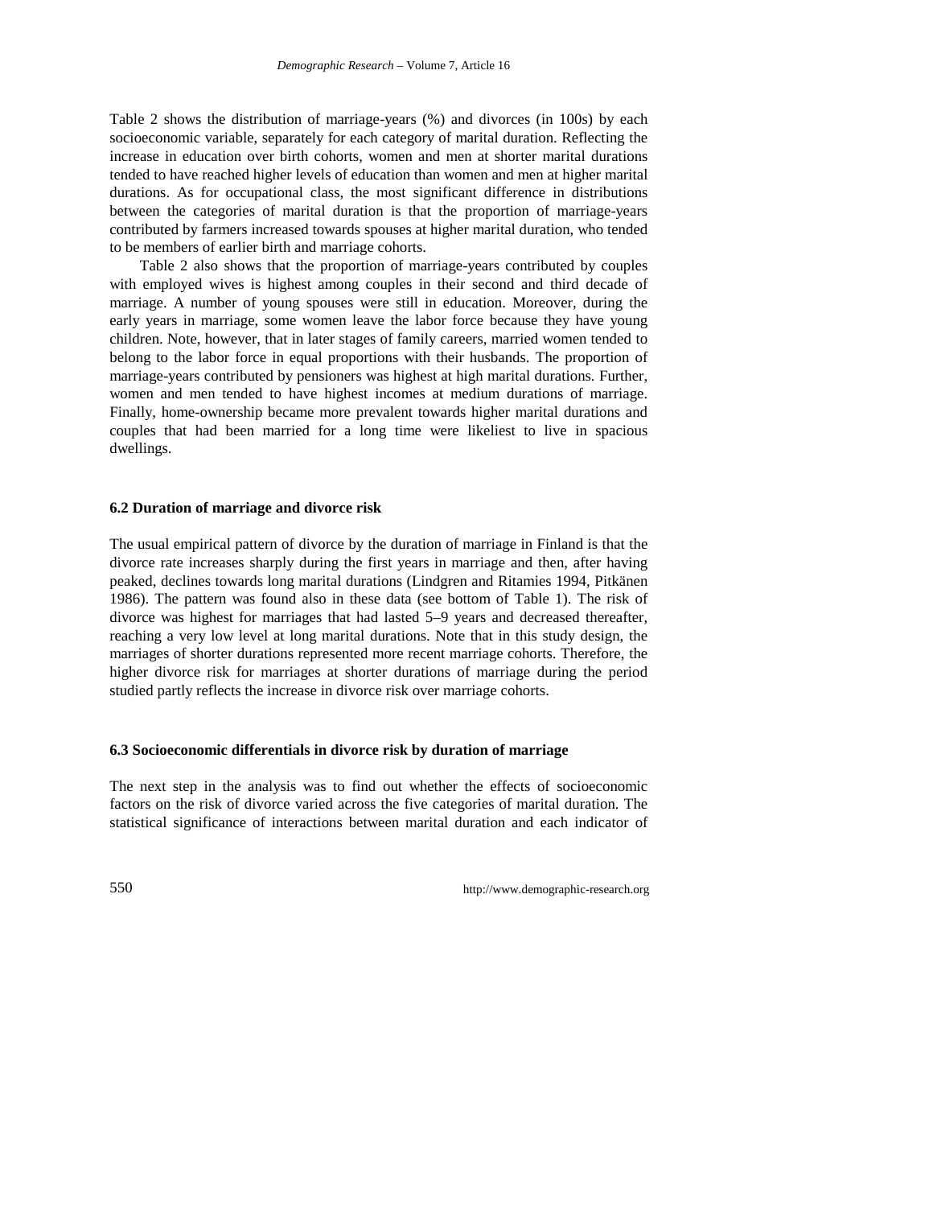Table 2 shows the distribution of marriage-years (%) and divorces (in 100s) by each socioeconomic variable, separately for each category of marital duration. Reflecting the increase in education over birth cohorts, women and men at shorter marital durations tended to have reached higher levels of education than women and men at higher marital durations. As for occupational class, the most significant difference in distributions between the categories of marital duration is that the proportion of marriage-years contributed by farmers increased towards spouses at higher marital duration, who tended to be members of earlier birth and marriage cohorts.

Table 2 also shows that the proportion of marriage-years contributed by couples with employed wives is highest among couples in their second and third decade of marriage. A number of young spouses were still in education. Moreover, during the early years in marriage, some women leave the labor force because they have young children. Note, however, that in later stages of family careers, married women tended to belong to the labor force in equal proportions with their husbands. The proportion of marriage-years contributed by pensioners was highest at high marital durations. Further, women and men tended to have highest incomes at medium durations of marriage. Finally, home-ownership became more prevalent towards higher marital durations and couples that had been married for a long time were likeliest to live in spacious dwellings.

### 6.2 Duration of marriage and divorce risk

The usual empirical pattern of divorce by the duration of marriage in Finland is that the divorce rate increases sharply during the first years in marriage and then, after having peaked, declines towards long marital durations (Lindgren and Ritamies 1994, Pitkänen 1986). The pattern was found also in these data (see bottom of Table 1). The risk of divorce was highest for marriages that had lasted 5–9 years and decreased thereafter, reaching a very low level at long marital durations. Note that in this study design, the marriages of shorter durations represented more recent marriage cohorts. Therefore, the higher divorce risk for marriages at shorter durations of marriage during the period studied partly reflects the increase in divorce risk over marriage cohorts.

### 6.3 Socioeconomic differentials in divorce risk by duration of marriage

The next step in the analysis was to find out whether the effects of socioeconomic factors on the risk of divorce varied across the five categories of marital duration. The statistical significance of interactions between marital duration and each indicator of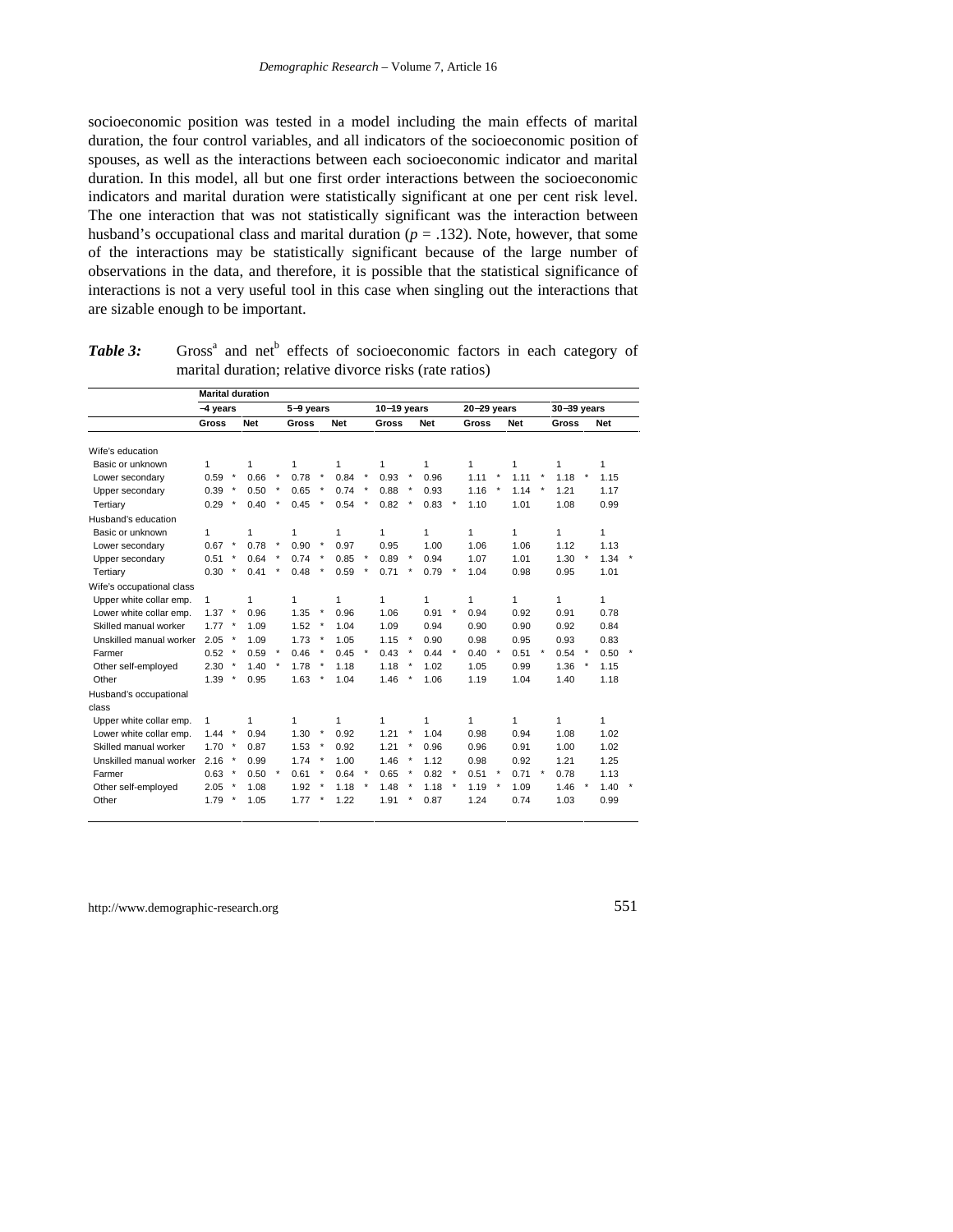socioeconomic position was tested in a model including the main effects of marital duration, the four control variables, and all indicators of the socioeconomic position of spouses, as well as the interactions between each socioeconomic indicator and marital duration. In this model, all but one first order interactions between the socioeconomic indicators and marital duration were statistically significant at one per cent risk level. The one interaction that was not statistically significant was the interaction between husband's occupational class and marital duration ($p = .132$). Note, however, that some of the interactions may be statistically significant because of the large number of observations in the data, and therefore, it is possible that the statistical significance of interactions is not a very useful tool in this case when singling out the interactions that are sizable enough to be important.

***Table 3:*** Gross[a] and net[b] effects of socioeconomic factors in each category of marital duration; relative divorce risks (rate ratios)

| | Marital duration | | | | | | | | | |
|---|---|---|---|---|---|---|---|---|---|---|
| | –4 years | | 5–9 years | | 10–19 years | | 20–29 years | | 30–39 years | |
| | Gross | Net | Gross | Net | Gross | Net | Gross | Net | Gross | Net |
| Wife's education | | | | | | | | | | |
| Basic or unknown | 1 | 1 | 1 | 1 | 1 | 1 | 1 | 1 | 1 | 1 |
| Lower secondary | 0.59 * | 0.66 * | 0.78 * | 0.84 * | 0.93 * | 0.96 | 1.11 * | 1.11 * | 1.18 * | 1.15 |
| Upper secondary | 0.39 * | 0.50 * | 0.65 * | 0.74 * | 0.88 * | 0.93 | 1.16 * | 1.14 * | 1.21 | 1.17 |
| Tertiary | 0.29 * | 0.40 * | 0.45 * | 0.54 * | 0.82 * | 0.83 * | 1.10 | 1.01 | 1.08 | 0.99 |
| Husband's education | | | | | | | | | | |
| Basic or unknown | 1 | 1 | 1 | 1 | 1 | 1 | 1 | 1 | 1 | 1 |
| Lower secondary | 0.67 * | 0.78 * | 0.90 * | 0.97 | 0.95 | 1.00 | 1.06 | 1.06 | 1.12 | 1.13 |
| Upper secondary | 0.51 * | 0.64 * | 0.74 * | 0.85 * | 0.89 * | 0.94 | 1.07 | 1.01 | 1.30 * | 1.34 * |
| Tertiary | 0.30 * | 0.41 * | 0.48 * | 0.59 * | 0.71 * | 0.79 * | 1.04 | 0.98 | 0.95 | 1.01 |
| Wife's occupational class | | | | | | | | | | |
| Upper white collar emp. | 1 | 1 | 1 | 1 | 1 | 1 | 1 | 1 | 1 | 1 |
| Lower white collar emp. | 1.37 * | 0.96 | 1.35 * | 0.96 | 1.06 | 0.91 * | 0.94 | 0.92 | 0.91 | 0.78 |
| Skilled manual worker | 1.77 * | 1.09 | 1.52 * | 1.04 | 1.09 | 0.94 | 0.90 | 0.90 | 0.92 | 0.84 |
| Unskilled manual worker | 2.05 * | 1.09 | 1.73 * | 1.05 | 1.15 * | 0.90 | 0.98 | 0.95 | 0.93 | 0.83 |
| Farmer | 0.52 * | 0.59 * | 0.46 * | 0.45 * | 0.43 * | 0.44 * | 0.40 * | 0.51 * | 0.54 * | 0.50 * |
| Other self-employed | 2.30 * | 1.40 * | 1.78 * | 1.18 | 1.18 * | 1.02 | 1.05 | 0.99 | 1.36 * | 1.15 |
| Other | 1.39 * | 0.95 | 1.63 * | 1.04 | 1.46 * | 1.06 | 1.19 | 1.04 | 1.40 | 1.18 |
| Husband's occupational class | | | | | | | | | | |
| Upper white collar emp. | 1 | 1 | 1 | 1 | 1 | 1 | 1 | 1 | 1 | 1 |
| Lower white collar emp. | 1.44 * | 0.94 | 1.30 * | 0.92 | 1.21 * | 1.04 | 0.98 | 0.94 | 1.08 | 1.02 |
| Skilled manual worker | 1.70 * | 0.87 | 1.53 * | 0.92 | 1.21 * | 0.96 | 0.96 | 0.91 | 1.00 | 1.02 |
| Unskilled manual worker | 2.16 * | 0.99 | 1.74 * | 1.00 | 1.46 * | 1.12 | 0.98 | 0.92 | 1.21 | 1.25 |
| Farmer | 0.63 * | 0.50 * | 0.61 * | 0.64 * | 0.65 * | 0.82 * | 0.51 * | 0.71 * | 0.78 | 1.13 |
| Other self-employed | 2.05 * | 1.08 | 1.92 * | 1.18 * | 1.48 * | 1.18 * | 1.19 * | 1.09 | 1.46 * | 1.40 * |
| Other | 1.79 * | 1.05 | 1.77 * | 1.22 | 1.91 * | 0.87 | 1.24 | 0.74 | 1.03 | 0.99 |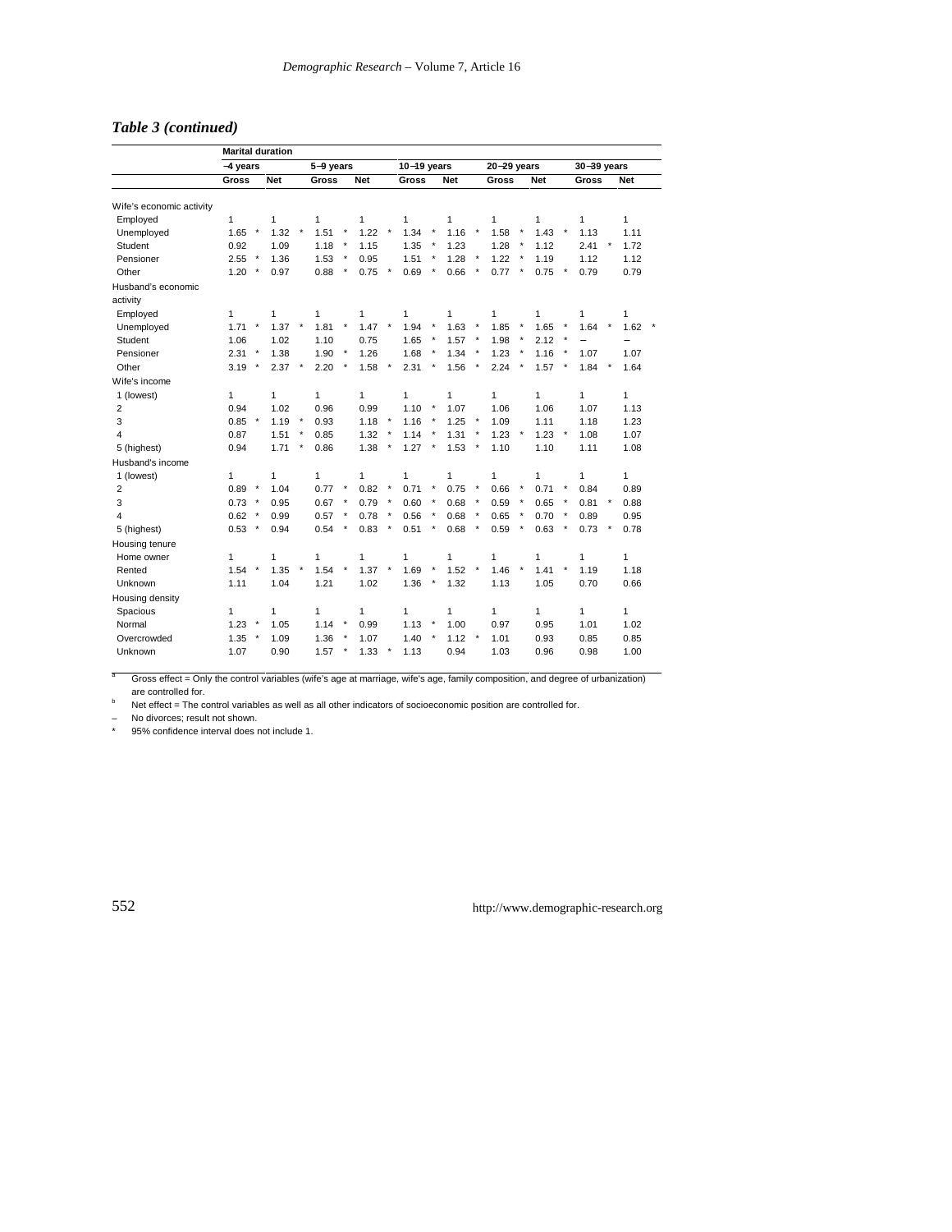## *Table 3 (continued)*

| | Marital duration | | | | | | | | | |
|---|---|---|---|---|---|---|---|---|---|---|
| | –4 years | | 5–9 years | | 10–19 years | | 20–29 years | | 30–39 years | |
| | Gross | Net | Gross | Net | Gross | Net | Gross | Net | Gross | Net |
| Wife's economic activity | | | | | | | | | | |
| Employed | 1 | 1 | 1 | 1 | 1 | 1 | 1 | 1 | 1 | 1 |
| Unemployed | 1.65 * | 1.32 * | 1.51 * | 1.22 * | 1.34 * | 1.16 * | 1.58 * | 1.43 * | 1.13 | 1.11 |
| Student | 0.92 | 1.09 | 1.18 * | 1.15 | 1.35 * | 1.23 | 1.28 * | 1.12 | 2.41 * | 1.72 |
| Pensioner | 2.55 * | 1.36 | 1.53 * | 0.95 | 1.51 * | 1.28 * | 1.22 * | 1.19 | 1.12 | 1.12 |
| Other | 1.20 * | 0.97 | 0.88 * | 0.75 * | 0.69 * | 0.66 * | 0.77 * | 0.75 * | 0.79 | 0.79 |
| Husband's economic activity | | | | | | | | | | |
| Employed | 1 | 1 | 1 | 1 | 1 | 1 | 1 | 1 | 1 | 1 |
| Unemployed | 1.71 * | 1.37 * | 1.81 * | 1.47 * | 1.94 * | 1.63 * | 1.85 * | 1.65 * | 1.64 * | 1.62 * |
| Student | 1.06 | 1.02 | 1.10 | 0.75 | 1.65 * | 1.57 * | 1.98 * | 2.12 * | – | – |
| Pensioner | 2.31 * | 1.38 | 1.90 * | 1.26 | 1.68 * | 1.34 * | 1.23 * | 1.16 * | 1.07 | 1.07 |
| Other | 3.19 * | 2.37 * | 2.20 * | 1.58 * | 2.31 * | 1.56 * | 2.24 * | 1.57 * | 1.84 * | 1.64 |
| Wife's income | | | | | | | | | | |
| 1 (lowest) | 1 | 1 | 1 | 1 | 1 | 1 | 1 | 1 | 1 | 1 |
| 2 | 0.94 | 1.02 | 0.96 | 0.99 | 1.10 * | 1.07 | 1.06 | 1.06 | 1.07 | 1.13 |
| 3 | 0.85 * | 1.19 * | 0.93 | 1.18 * | 1.16 * | 1.25 * | 1.09 | 1.11 | 1.18 | 1.23 |
| 4 | 0.87 | 1.51 * | 0.85 | 1.32 * | 1.14 * | 1.31 * | 1.23 * | 1.23 * | 1.08 | 1.07 |
| 5 (highest) | 0.94 | 1.71 * | 0.86 | 1.38 * | 1.27 * | 1.53 * | 1.10 | 1.10 | 1.11 | 1.08 |
| Husband's income | | | | | | | | | | |
| 1 (lowest) | 1 | 1 | 1 | 1 | 1 | 1 | 1 | 1 | 1 | 1 |
| 2 | 0.89 * | 1.04 | 0.77 * | 0.82 * | 0.71 * | 0.75 * | 0.66 * | 0.71 * | 0.84 | 0.89 |
| 3 | 0.73 * | 0.95 | 0.67 * | 0.79 * | 0.60 * | 0.68 * | 0.59 * | 0.65 * | 0.81 * | 0.88 |
| 4 | 0.62 * | 0.99 | 0.57 * | 0.78 * | 0.56 * | 0.68 * | 0.65 * | 0.70 * | 0.89 | 0.95 |
| 5 (highest) | 0.53 * | 0.94 | 0.54 * | 0.83 * | 0.51 * | 0.68 * | 0.59 * | 0.63 * | 0.73 * | 0.78 |
| Housing tenure | | | | | | | | | | |
| Home owner | 1 | 1 | 1 | 1 | 1 | 1 | 1 | 1 | 1 | 1 |
| Rented | 1.54 * | 1.35 * | 1.54 * | 1.37 * | 1.69 * | 1.52 * | 1.46 * | 1.41 * | 1.19 | 1.18 |
| Unknown | 1.11 | 1.04 | 1.21 | 1.02 | 1.36 * | 1.32 | 1.13 | 1.05 | 0.70 | 0.66 |
| Housing density | | | | | | | | | | |
| Spacious | 1 | 1 | 1 | 1 | 1 | 1 | 1 | 1 | 1 | 1 |
| Normal | 1.23 * | 1.05 | 1.14 * | 0.99 | 1.13 * | 1.00 | 0.97 | 0.95 | 1.01 | 1.02 |
| Overcrowded | 1.35 * | 1.09 | 1.36 * | 1.07 | 1.40 * | 1.12 * | 1.01 | 0.93 | 0.85 | 0.85 |
| Unknown | 1.07 | 0.90 | 1.57 * | 1.33 * | 1.13 | 0.94 | 1.03 | 0.96 | 0.98 | 1.00 |

[a] Gross effect = Only the control variables (wife's age at marriage, wife's age, family composition, and degree of urbanization) are controlled for.

[b] Net effect = The control variables as well as all other indicators of socioeconomic position are controlled for.

– No divorces; result not shown.

\* 95% confidence interval does not include 1.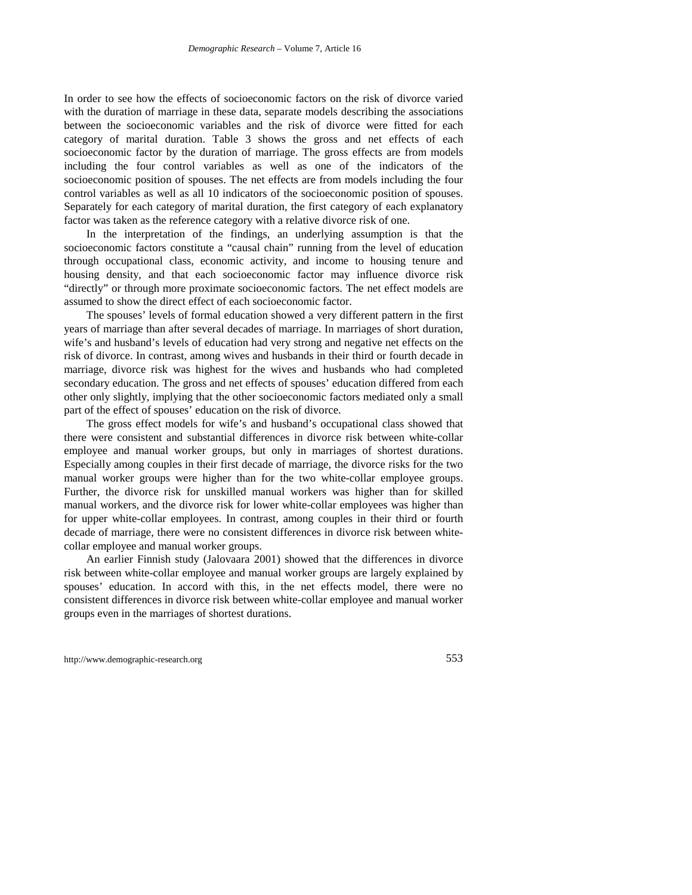In order to see how the effects of socioeconomic factors on the risk of divorce varied with the duration of marriage in these data, separate models describing the associations between the socioeconomic variables and the risk of divorce were fitted for each category of marital duration. Table 3 shows the gross and net effects of each socioeconomic factor by the duration of marriage. The gross effects are from models including the four control variables as well as one of the indicators of the socioeconomic position of spouses. The net effects are from models including the four control variables as well as all 10 indicators of the socioeconomic position of spouses. Separately for each category of marital duration, the first category of each explanatory factor was taken as the reference category with a relative divorce risk of one.

In the interpretation of the findings, an underlying assumption is that the socioeconomic factors constitute a "causal chain" running from the level of education through occupational class, economic activity, and income to housing tenure and housing density, and that each socioeconomic factor may influence divorce risk "directly" or through more proximate socioeconomic factors. The net effect models are assumed to show the direct effect of each socioeconomic factor.

The spouses' levels of formal education showed a very different pattern in the first years of marriage than after several decades of marriage. In marriages of short duration, wife's and husband's levels of education had very strong and negative net effects on the risk of divorce. In contrast, among wives and husbands in their third or fourth decade in marriage, divorce risk was highest for the wives and husbands who had completed secondary education. The gross and net effects of spouses' education differed from each other only slightly, implying that the other socioeconomic factors mediated only a small part of the effect of spouses' education on the risk of divorce.

The gross effect models for wife's and husband's occupational class showed that there were consistent and substantial differences in divorce risk between white-collar employee and manual worker groups, but only in marriages of shortest durations. Especially among couples in their first decade of marriage, the divorce risks for the two manual worker groups were higher than for the two white-collar employee groups. Further, the divorce risk for unskilled manual workers was higher than for skilled manual workers, and the divorce risk for lower white-collar employees was higher than for upper white-collar employees. In contrast, among couples in their third or fourth decade of marriage, there were no consistent differences in divorce risk between white-collar employee and manual worker groups.

An earlier Finnish study (Jalovaara 2001) showed that the differences in divorce risk between white-collar employee and manual worker groups are largely explained by spouses' education. In accord with this, in the net effects model, there were no consistent differences in divorce risk between white-collar employee and manual worker groups even in the marriages of shortest durations.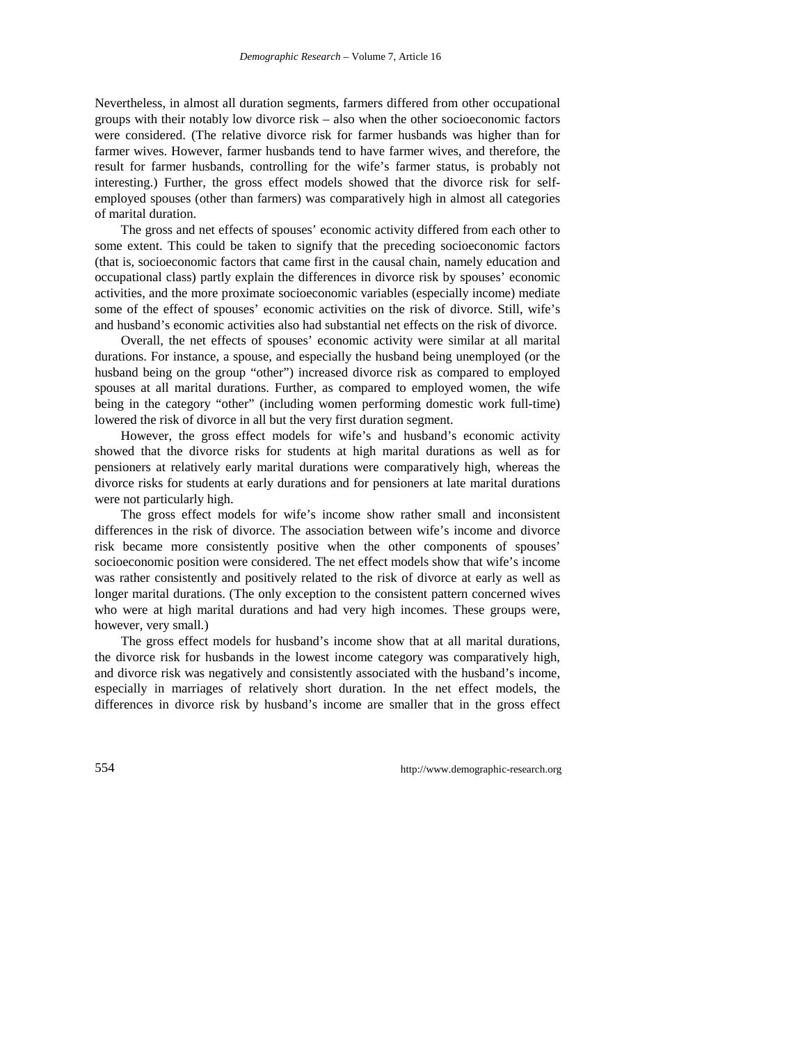Nevertheless, in almost all duration segments, farmers differed from other occupational groups with their notably low divorce risk – also when the other socioeconomic factors were considered. (The relative divorce risk for farmer husbands was higher than for farmer wives. However, farmer husbands tend to have farmer wives, and therefore, the result for farmer husbands, controlling for the wife's farmer status, is probably not interesting.) Further, the gross effect models showed that the divorce risk for self-employed spouses (other than farmers) was comparatively high in almost all categories of marital duration.

The gross and net effects of spouses' economic activity differed from each other to some extent. This could be taken to signify that the preceding socioeconomic factors (that is, socioeconomic factors that came first in the causal chain, namely education and occupational class) partly explain the differences in divorce risk by spouses' economic activities, and the more proximate socioeconomic variables (especially income) mediate some of the effect of spouses' economic activities on the risk of divorce. Still, wife's and husband's economic activities also had substantial net effects on the risk of divorce.

Overall, the net effects of spouses' economic activity were similar at all marital durations. For instance, a spouse, and especially the husband being unemployed (or the husband being on the group "other") increased divorce risk as compared to employed spouses at all marital durations. Further, as compared to employed women, the wife being in the category "other" (including women performing domestic work full-time) lowered the risk of divorce in all but the very first duration segment.

However, the gross effect models for wife's and husband's economic activity showed that the divorce risks for students at high marital durations as well as for pensioners at relatively early marital durations were comparatively high, whereas the divorce risks for students at early durations and for pensioners at late marital durations were not particularly high.

The gross effect models for wife's income show rather small and inconsistent differences in the risk of divorce. The association between wife's income and divorce risk became more consistently positive when the other components of spouses' socioeconomic position were considered. The net effect models show that wife's income was rather consistently and positively related to the risk of divorce at early as well as longer marital durations. (The only exception to the consistent pattern concerned wives who were at high marital durations and had very high incomes. These groups were, however, very small.)

The gross effect models for husband's income show that at all marital durations, the divorce risk for husbands in the lowest income category was comparatively high, and divorce risk was negatively and consistently associated with the husband's income, especially in marriages of relatively short duration. In the net effect models, the differences in divorce risk by husband's income are smaller that in the gross effect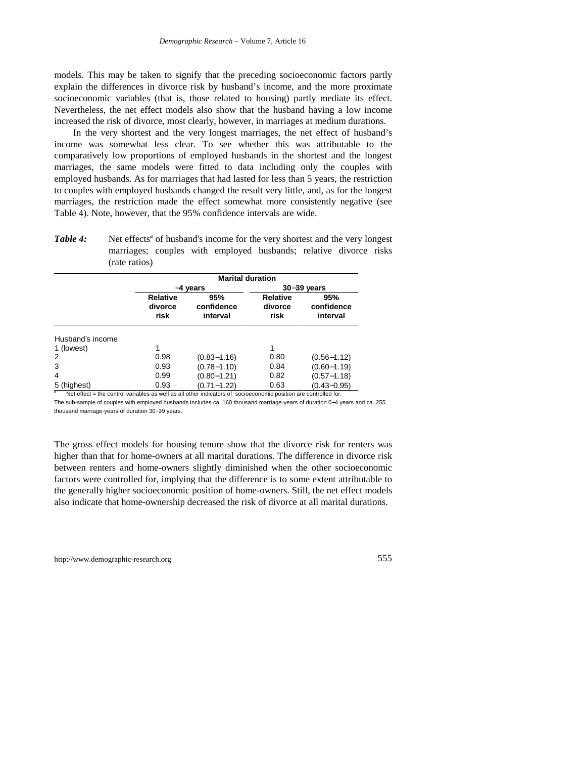models. This may be taken to signify that the preceding socioeconomic factors partly explain the differences in divorce risk by husband's income, and the more proximate socioeconomic variables (that is, those related to housing) partly mediate its effect. Nevertheless, the net effect models also show that the husband having a low income increased the risk of divorce, most clearly, however, in marriages at medium durations.

In the very shortest and the very longest marriages, the net effect of husband's income was somewhat less clear. To see whether this was attributable to the comparatively low proportions of employed husbands in the shortest and the longest marriages, the same models were fitted to data including only the couples with employed husbands. As for marriages that had lasted for less than 5 years, the restriction to couples with employed husbands changed the result very little, and, as for the longest marriages, the restriction made the effect somewhat more consistently negative (see Table 4). Note, however, that the 95% confidence intervals are wide.

***Table 4:*** Net effects[a] of husband's income for the very shortest and the very longest marriages; couples with employed husbands; relative divorce risks (rate ratios)

| | Marital duration | | | |
|---|---|---|---|---|
| | –4 years | | 30–39 years | |
| | **Relative divorce risk** | **95% confidence interval** | **Relative divorce risk** | **95% confidence interval** |
| Husband's income | | | | |
| 1 (lowest) | 1 | | 1 | |
| 2 | 0.98 | (0.83–1.16) | 0.80 | (0.56–1.12) |
| 3 | 0.93 | (0.78–1.10) | 0.84 | (0.60–1.19) |
| 4 | 0.99 | (0.80–1.21) | 0.82 | (0.57–1.18) |
| 5 (highest) | 0.93 | (0.71–1.22) | 0.63 | (0.43–0.95) |

[a] Net effect = the control variables as well as all other indicators of socioeconomic position are controlled for.

The sub-sample of couples with employed husbands includes ca. 160 thousand marriage-years of duration 0–4 years and ca. 255 thousand marriage-years of duration 30–39 years.

The gross effect models for housing tenure show that the divorce risk for renters was higher than that for home-owners at all marital durations. The difference in divorce risk between renters and home-owners slightly diminished when the other socioeconomic factors were controlled for, implying that the difference is to some extent attributable to the generally higher socioeconomic position of home-owners. Still, the net effect models also indicate that home-ownership decreased the risk of divorce at all marital durations.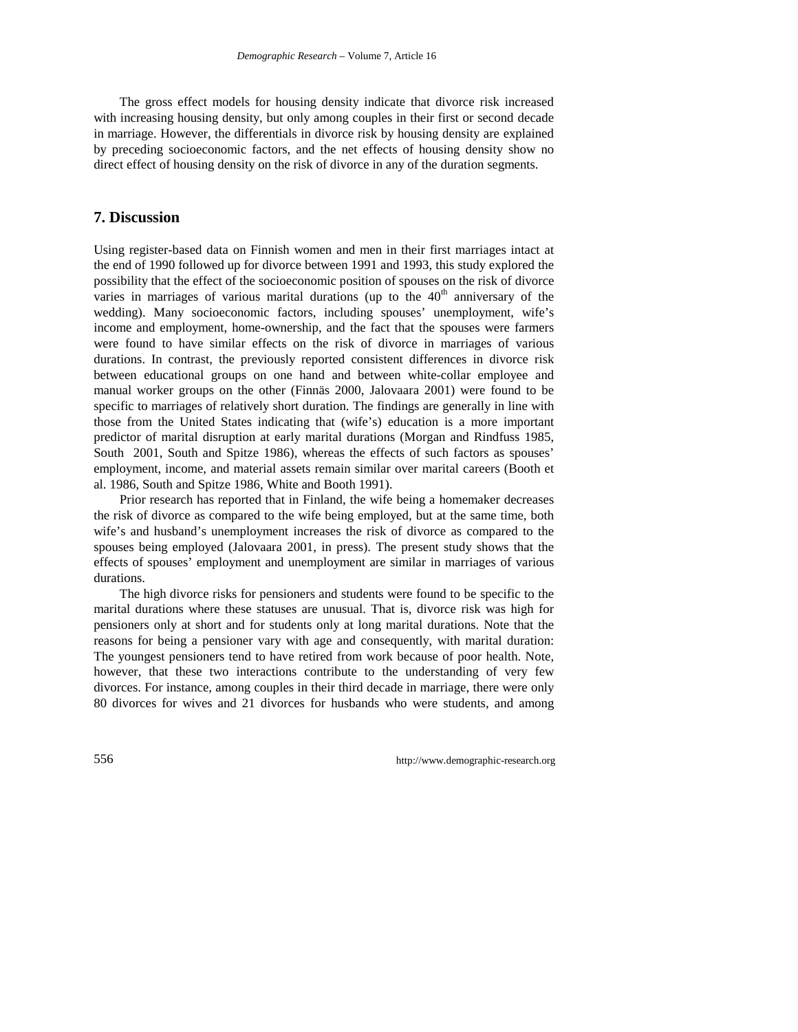The gross effect models for housing density indicate that divorce risk increased with increasing housing density, but only among couples in their first or second decade in marriage. However, the differentials in divorce risk by housing density are explained by preceding socioeconomic factors, and the net effects of housing density show no direct effect of housing density on the risk of divorce in any of the duration segments.

## 7. Discussion

Using register-based data on Finnish women and men in their first marriages intact at the end of 1990 followed up for divorce between 1991 and 1993, this study explored the possibility that the effect of the socioeconomic position of spouses on the risk of divorce varies in marriages of various marital durations (up to the $40^{th}$ anniversary of the wedding). Many socioeconomic factors, including spouses' unemployment, wife's income and employment, home-ownership, and the fact that the spouses were farmers were found to have similar effects on the risk of divorce in marriages of various durations. In contrast, the previously reported consistent differences in divorce risk between educational groups on one hand and between white-collar employee and manual worker groups on the other (Finnäs 2000, Jalovaara 2001) were found to be specific to marriages of relatively short duration. The findings are generally in line with those from the United States indicating that (wife's) education is a more important predictor of marital disruption at early marital durations (Morgan and Rindfuss 1985, South 2001, South and Spitze 1986), whereas the effects of such factors as spouses' employment, income, and material assets remain similar over marital careers (Booth et al. 1986, South and Spitze 1986, White and Booth 1991).

Prior research has reported that in Finland, the wife being a homemaker decreases the risk of divorce as compared to the wife being employed, but at the same time, both wife's and husband's unemployment increases the risk of divorce as compared to the spouses being employed (Jalovaara 2001, in press). The present study shows that the effects of spouses' employment and unemployment are similar in marriages of various durations.

The high divorce risks for pensioners and students were found to be specific to the marital durations where these statuses are unusual. That is, divorce risk was high for pensioners only at short and for students only at long marital durations. Note that the reasons for being a pensioner vary with age and consequently, with marital duration: The youngest pensioners tend to have retired from work because of poor health. Note, however, that these two interactions contribute to the understanding of very few divorces. For instance, among couples in their third decade in marriage, there were only 80 divorces for wives and 21 divorces for husbands who were students, and among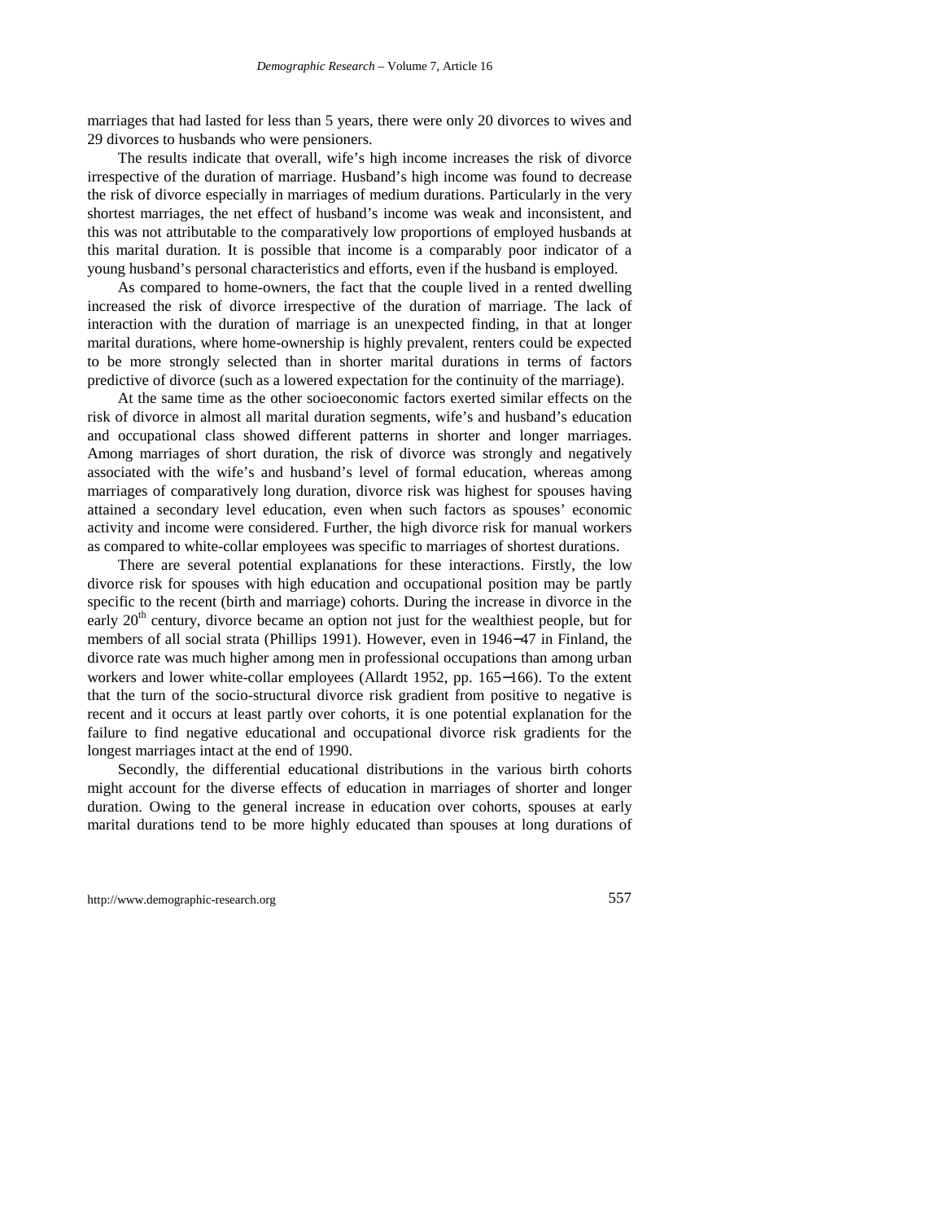marriages that had lasted for less than 5 years, there were only 20 divorces to wives and 29 divorces to husbands who were pensioners.

The results indicate that overall, wife's high income increases the risk of divorce irrespective of the duration of marriage. Husband's high income was found to decrease the risk of divorce especially in marriages of medium durations. Particularly in the very shortest marriages, the net effect of husband's income was weak and inconsistent, and this was not attributable to the comparatively low proportions of employed husbands at this marital duration. It is possible that income is a comparably poor indicator of a young husband's personal characteristics and efforts, even if the husband is employed.

As compared to home-owners, the fact that the couple lived in a rented dwelling increased the risk of divorce irrespective of the duration of marriage. The lack of interaction with the duration of marriage is an unexpected finding, in that at longer marital durations, where home-ownership is highly prevalent, renters could be expected to be more strongly selected than in shorter marital durations in terms of factors predictive of divorce (such as a lowered expectation for the continuity of the marriage).

At the same time as the other socioeconomic factors exerted similar effects on the risk of divorce in almost all marital duration segments, wife's and husband's education and occupational class showed different patterns in shorter and longer marriages. Among marriages of short duration, the risk of divorce was strongly and negatively associated with the wife's and husband's level of formal education, whereas among marriages of comparatively long duration, divorce risk was highest for spouses having attained a secondary level education, even when such factors as spouses' economic activity and income were considered. Further, the high divorce risk for manual workers as compared to white-collar employees was specific to marriages of shortest durations.

There are several potential explanations for these interactions. Firstly, the low divorce risk for spouses with high education and occupational position may be partly specific to the recent (birth and marriage) cohorts. During the increase in divorce in the early 20th century, divorce became an option not just for the wealthiest people, but for members of all social strata (Phillips 1991). However, even in 1946−47 in Finland, the divorce rate was much higher among men in professional occupations than among urban workers and lower white-collar employees (Allardt 1952, pp. 165−166). To the extent that the turn of the socio-structural divorce risk gradient from positive to negative is recent and it occurs at least partly over cohorts, it is one potential explanation for the failure to find negative educational and occupational divorce risk gradients for the longest marriages intact at the end of 1990.

Secondly, the differential educational distributions in the various birth cohorts might account for the diverse effects of education in marriages of shorter and longer duration. Owing to the general increase in education over cohorts, spouses at early marital durations tend to be more highly educated than spouses at long durations of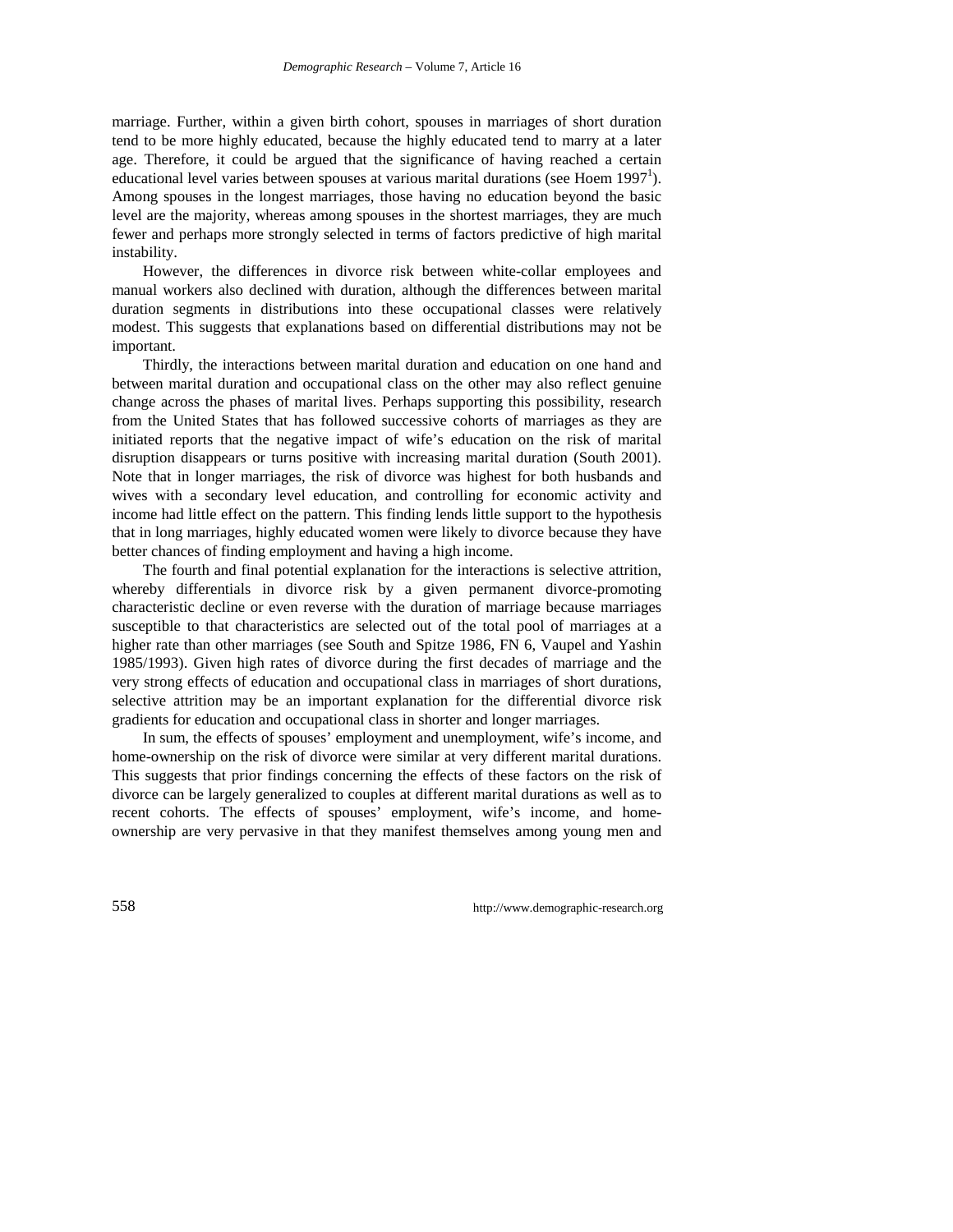marriage. Further, within a given birth cohort, spouses in marriages of short duration tend to be more highly educated, because the highly educated tend to marry at a later age. Therefore, it could be argued that the significance of having reached a certain educational level varies between spouses at various marital durations (see Hoem 1997[1]). Among spouses in the longest marriages, those having no education beyond the basic level are the majority, whereas among spouses in the shortest marriages, they are much fewer and perhaps more strongly selected in terms of factors predictive of high marital instability.

However, the differences in divorce risk between white-collar employees and manual workers also declined with duration, although the differences between marital duration segments in distributions into these occupational classes were relatively modest. This suggests that explanations based on differential distributions may not be important.

Thirdly, the interactions between marital duration and education on one hand and between marital duration and occupational class on the other may also reflect genuine change across the phases of marital lives. Perhaps supporting this possibility, research from the United States that has followed successive cohorts of marriages as they are initiated reports that the negative impact of wife's education on the risk of marital disruption disappears or turns positive with increasing marital duration (South 2001). Note that in longer marriages, the risk of divorce was highest for both husbands and wives with a secondary level education, and controlling for economic activity and income had little effect on the pattern. This finding lends little support to the hypothesis that in long marriages, highly educated women were likely to divorce because they have better chances of finding employment and having a high income.

The fourth and final potential explanation for the interactions is selective attrition, whereby differentials in divorce risk by a given permanent divorce-promoting characteristic decline or even reverse with the duration of marriage because marriages susceptible to that characteristics are selected out of the total pool of marriages at a higher rate than other marriages (see South and Spitze 1986, FN 6, Vaupel and Yashin 1985/1993). Given high rates of divorce during the first decades of marriage and the very strong effects of education and occupational class in marriages of short durations, selective attrition may be an important explanation for the differential divorce risk gradients for education and occupational class in shorter and longer marriages.

In sum, the effects of spouses' employment and unemployment, wife's income, and home-ownership on the risk of divorce were similar at very different marital durations. This suggests that prior findings concerning the effects of these factors on the risk of divorce can be largely generalized to couples at different marital durations as well as to recent cohorts. The effects of spouses' employment, wife's income, and home-ownership are very pervasive in that they manifest themselves among young men and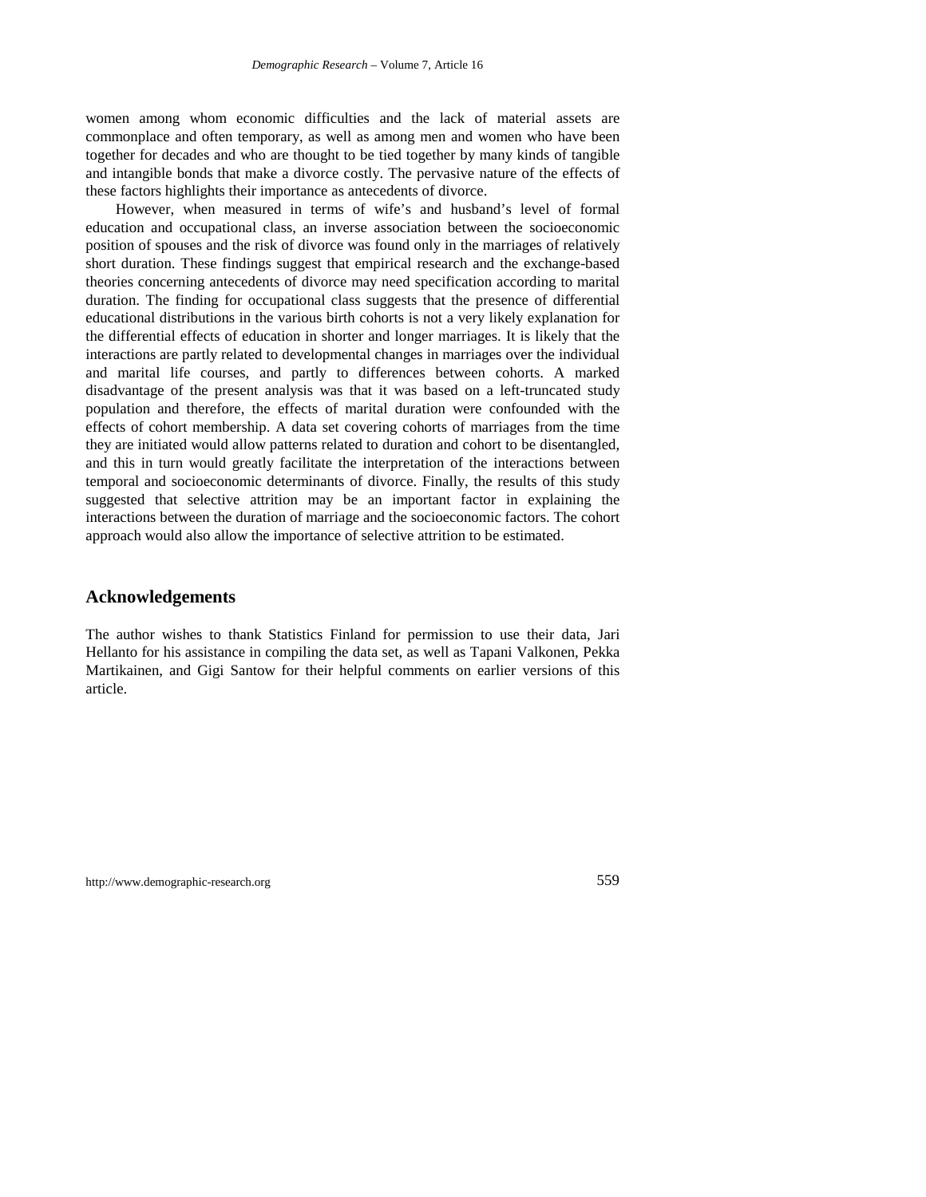women among whom economic difficulties and the lack of material assets are commonplace and often temporary, as well as among men and women who have been together for decades and who are thought to be tied together by many kinds of tangible and intangible bonds that make a divorce costly. The pervasive nature of the effects of these factors highlights their importance as antecedents of divorce.

However, when measured in terms of wife's and husband's level of formal education and occupational class, an inverse association between the socioeconomic position of spouses and the risk of divorce was found only in the marriages of relatively short duration. These findings suggest that empirical research and the exchange-based theories concerning antecedents of divorce may need specification according to marital duration. The finding for occupational class suggests that the presence of differential educational distributions in the various birth cohorts is not a very likely explanation for the differential effects of education in shorter and longer marriages. It is likely that the interactions are partly related to developmental changes in marriages over the individual and marital life courses, and partly to differences between cohorts. A marked disadvantage of the present analysis was that it was based on a left-truncated study population and therefore, the effects of marital duration were confounded with the effects of cohort membership. A data set covering cohorts of marriages from the time they are initiated would allow patterns related to duration and cohort to be disentangled, and this in turn would greatly facilitate the interpretation of the interactions between temporal and socioeconomic determinants of divorce. Finally, the results of this study suggested that selective attrition may be an important factor in explaining the interactions between the duration of marriage and the socioeconomic factors. The cohort approach would also allow the importance of selective attrition to be estimated.

## Acknowledgements

The author wishes to thank Statistics Finland for permission to use their data, Jari Hellanto for his assistance in compiling the data set, as well as Tapani Valkonen, Pekka Martikainen, and Gigi Santow for their helpful comments on earlier versions of this article.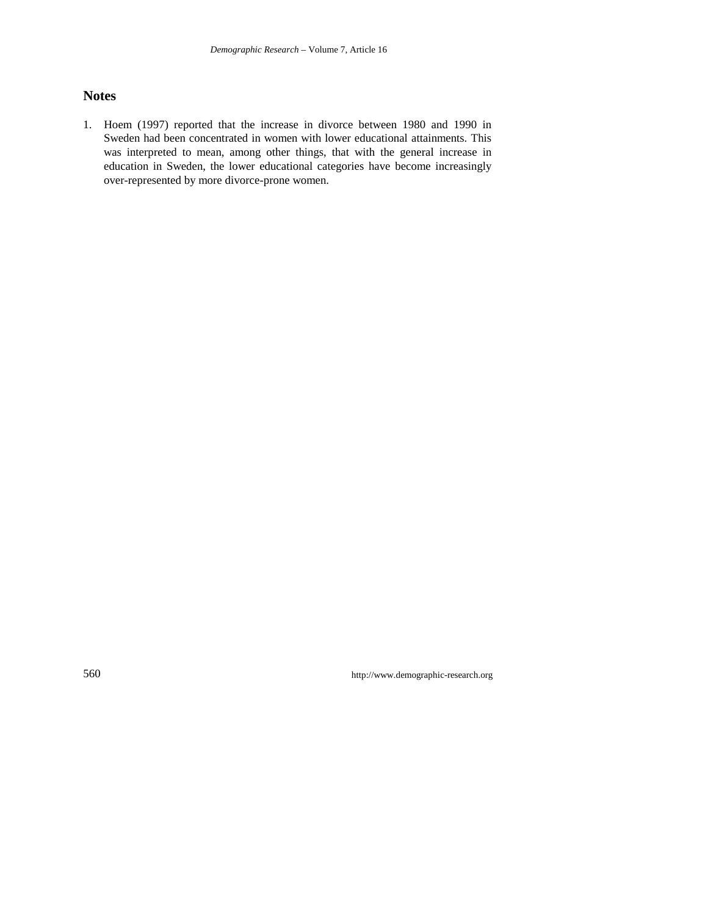## Notes

1. Hoem (1997) reported that the increase in divorce between 1980 and 1990 in Sweden had been concentrated in women with lower educational attainments. This was interpreted to mean, among other things, that with the general increase in education in Sweden, the lower educational categories have become increasingly over-represented by more divorce-prone women.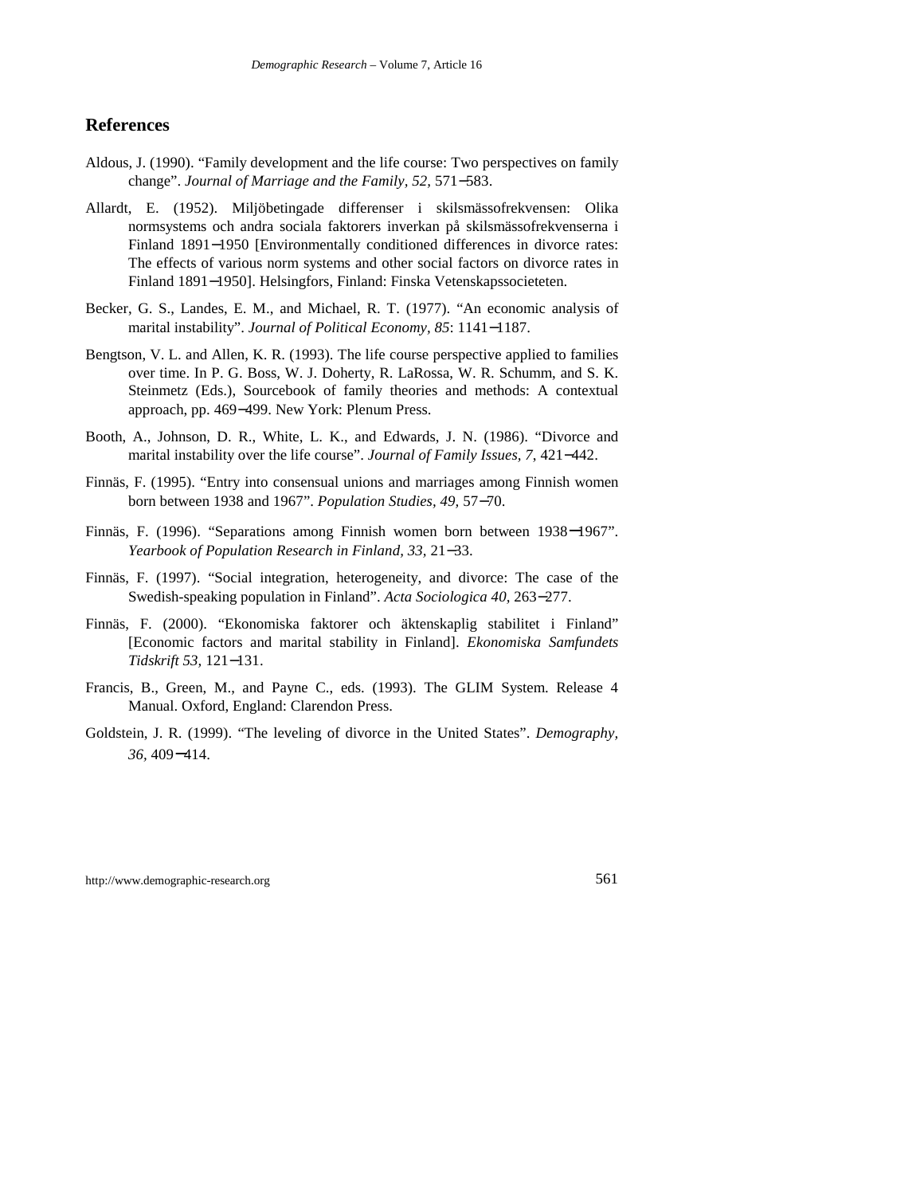## References

Aldous, J. (1990). "Family development and the life course: Two perspectives on family change". *Journal of Marriage and the Family, 52,* 571−583.

Allardt, E. (1952). Miljöbetingade differenser i skilsmässofrekvensen: Olika normsystems och andra sociala faktorers inverkan på skilsmässofrekvenserna i Finland 1891−1950 [Environmentally conditioned differences in divorce rates: The effects of various norm systems and other social factors on divorce rates in Finland 1891−1950]. Helsingfors, Finland: Finska Vetenskapssocieteten.

Becker, G. S., Landes, E. M., and Michael, R. T. (1977). "An economic analysis of marital instability". *Journal of Political Economy, 85*: 1141−1187.

Bengtson, V. L. and Allen, K. R. (1993). The life course perspective applied to families over time. In P. G. Boss, W. J. Doherty, R. LaRossa, W. R. Schumm, and S. K. Steinmetz (Eds.), Sourcebook of family theories and methods: A contextual approach, pp. 469−499. New York: Plenum Press.

Booth, A., Johnson, D. R., White, L. K., and Edwards, J. N. (1986). "Divorce and marital instability over the life course". *Journal of Family Issues, 7,* 421−442.

Finnäs, F. (1995). "Entry into consensual unions and marriages among Finnish women born between 1938 and 1967". *Population Studies, 49,* 57−70.

Finnäs, F. (1996). "Separations among Finnish women born between 1938−1967". *Yearbook of Population Research in Finland, 33,* 21−33.

Finnäs, F. (1997). "Social integration, heterogeneity, and divorce: The case of the Swedish-speaking population in Finland". *Acta Sociologica 40,* 263−277.

Finnäs, F. (2000). "Ekonomiska faktorer och äktenskaplig stabilitet i Finland" [Economic factors and marital stability in Finland]. *Ekonomiska Samfundets Tidskrift 53,* 121−131.

Francis, B., Green, M., and Payne C., eds. (1993). The GLIM System. Release 4 Manual. Oxford, England: Clarendon Press.

Goldstein, J. R. (1999). "The leveling of divorce in the United States". *Demography, 36,* 409−414.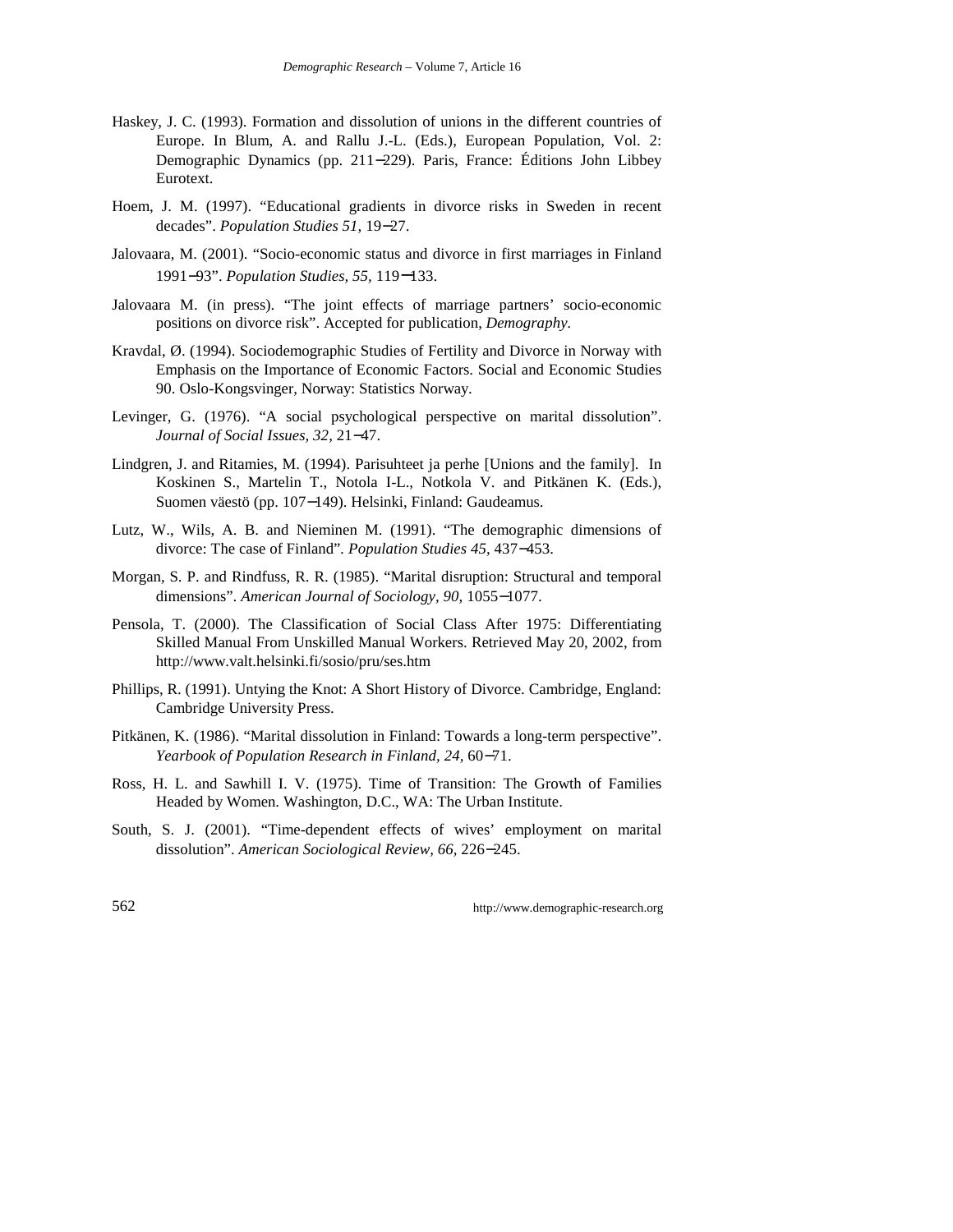Haskey, J. C. (1993). Formation and dissolution of unions in the different countries of Europe. In Blum, A. and Rallu J.-L. (Eds.), European Population, Vol. 2: Demographic Dynamics (pp. 211−229). Paris, France: Éditions John Libbey Eurotext.

Hoem, J. M. (1997). "Educational gradients in divorce risks in Sweden in recent decades". *Population Studies 51,* 19−27.

Jalovaara, M. (2001). "Socio-economic status and divorce in first marriages in Finland 1991−93". *Population Studies, 55,* 119−133.

Jalovaara M. (in press). "The joint effects of marriage partners' socio-economic positions on divorce risk". Accepted for publication, *Demography*.

Kravdal, Ø. (1994). Sociodemographic Studies of Fertility and Divorce in Norway with Emphasis on the Importance of Economic Factors. Social and Economic Studies 90. Oslo-Kongsvinger, Norway: Statistics Norway.

Levinger, G. (1976). "A social psychological perspective on marital dissolution". *Journal of Social Issues, 32,* 21−47.

Lindgren, J. and Ritamies, M. (1994). Parisuhteet ja perhe [Unions and the family]. In Koskinen S., Martelin T., Notola I-L., Notkola V. and Pitkänen K. (Eds.), Suomen väestö (pp. 107−149). Helsinki, Finland: Gaudeamus.

Lutz, W., Wils, A. B. and Nieminen M. (1991). "The demographic dimensions of divorce: The case of Finland". *Population Studies 45,* 437−453.

Morgan, S. P. and Rindfuss, R. R. (1985). "Marital disruption: Structural and temporal dimensions". *American Journal of Sociology, 90,* 1055−1077.

Pensola, T. (2000). The Classification of Social Class After 1975: Differentiating Skilled Manual From Unskilled Manual Workers. Retrieved May 20, 2002, from http://www.valt.helsinki.fi/sosio/pru/ses.htm

Phillips, R. (1991). Untying the Knot: A Short History of Divorce. Cambridge, England: Cambridge University Press.

Pitkänen, K. (1986). "Marital dissolution in Finland: Towards a long-term perspective". *Yearbook of Population Research in Finland, 24,* 60−71.

Ross, H. L. and Sawhill I. V. (1975). Time of Transition: The Growth of Families Headed by Women. Washington, D.C., WA: The Urban Institute.

South, S. J. (2001). "Time-dependent effects of wives' employment on marital dissolution". *American Sociological Review, 66,* 226−245.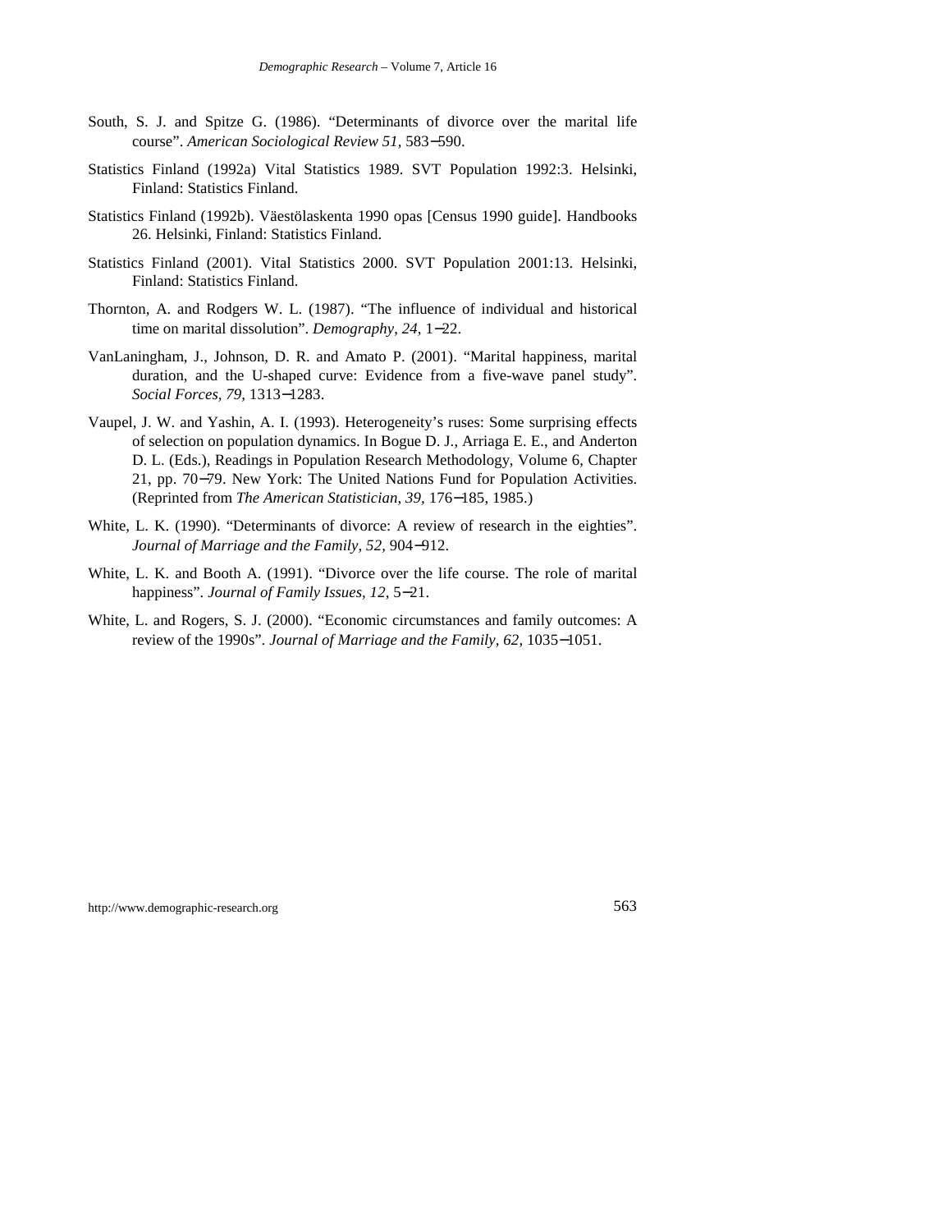South, S. J. and Spitze G. (1986). "Determinants of divorce over the marital life course". *American Sociological Review 51,* 583−590.

Statistics Finland (1992a) Vital Statistics 1989. SVT Population 1992:3. Helsinki, Finland: Statistics Finland.

Statistics Finland (1992b). Väestölaskenta 1990 opas [Census 1990 guide]. Handbooks 26. Helsinki, Finland: Statistics Finland.

Statistics Finland (2001). Vital Statistics 2000. SVT Population 2001:13. Helsinki, Finland: Statistics Finland.

Thornton, A. and Rodgers W. L. (1987). "The influence of individual and historical time on marital dissolution". *Demography, 24,* 1−22.

VanLaningham, J., Johnson, D. R. and Amato P. (2001). "Marital happiness, marital duration, and the U-shaped curve: Evidence from a five-wave panel study". *Social Forces, 79,* 1313−1283.

Vaupel, J. W. and Yashin, A. I. (1993). Heterogeneity's ruses: Some surprising effects of selection on population dynamics. In Bogue D. J., Arriaga E. E., and Anderton D. L. (Eds.), Readings in Population Research Methodology, Volume 6, Chapter 21, pp. 70−79. New York: The United Nations Fund for Population Activities. (Reprinted from *The American Statistician, 39,* 176−185, 1985.)

White, L. K. (1990). "Determinants of divorce: A review of research in the eighties". *Journal of Marriage and the Family, 52,* 904−912.

White, L. K. and Booth A. (1991). "Divorce over the life course. The role of marital happiness". *Journal of Family Issues, 12,* 5−21.

White, L. and Rogers, S. J. (2000). "Economic circumstances and family outcomes: A review of the 1990s". *Journal of Marriage and the Family, 62,* 1035−1051.